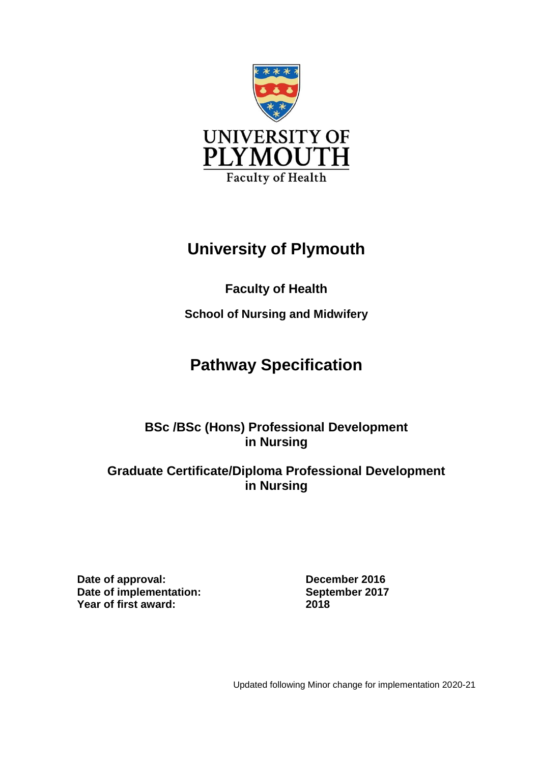UNIVERSITY OF PLYMOUTH

Faculty of Health

# University of Plymouth

## Faculty of Health

### School of Nursing and Midwifery

# Pathway Specification

## BSc /BSc (Hons) Professional Development in Nursing

## Graduate Certificate/Diploma Professional Development in Nursing

**Date of approval:** **December 2016**
**Date of implementation:** **September 2017**
**Year of first award:** **2018**

Updated following Minor change for implementation 2020-21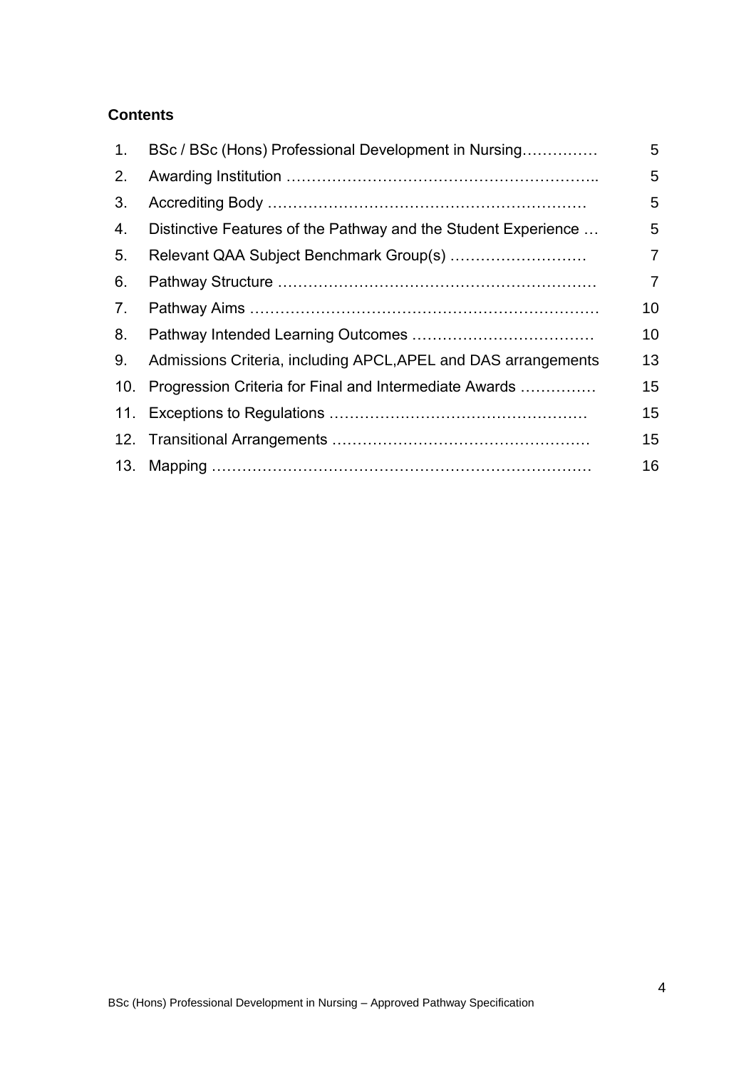**Contents**

| | | |
|---|---|---|
| 1. | BSc / BSc (Hons) Professional Development in Nursing…………… | 5 |
| 2. | Awarding Institution …………………………………………………….. | 5 |
| 3. | Accrediting Body ……………………………………………………… | 5 |
| 4. | Distinctive Features of the Pathway and the Student Experience … | 5 |
| 5. | Relevant QAA Subject Benchmark Group(s) ……………………… | 7 |
| 6. | Pathway Structure ……………………………………………………… | 7 |
| 7. | Pathway Aims …………………………………………………………… | 10 |
| 8. | Pathway Intended Learning Outcomes ……………………………… | 10 |
| 9. | Admissions Criteria, including APCL,APEL and DAS arrangements | 13 |
| 10. | Progression Criteria for Final and Intermediate Awards …………… | 15 |
| 11. | Exceptions to Regulations …………………………………………… | 15 |
| 12. | Transitional Arrangements …………………………………………… | 15 |
| 13. | Mapping ………………………………………………………………… | 16 |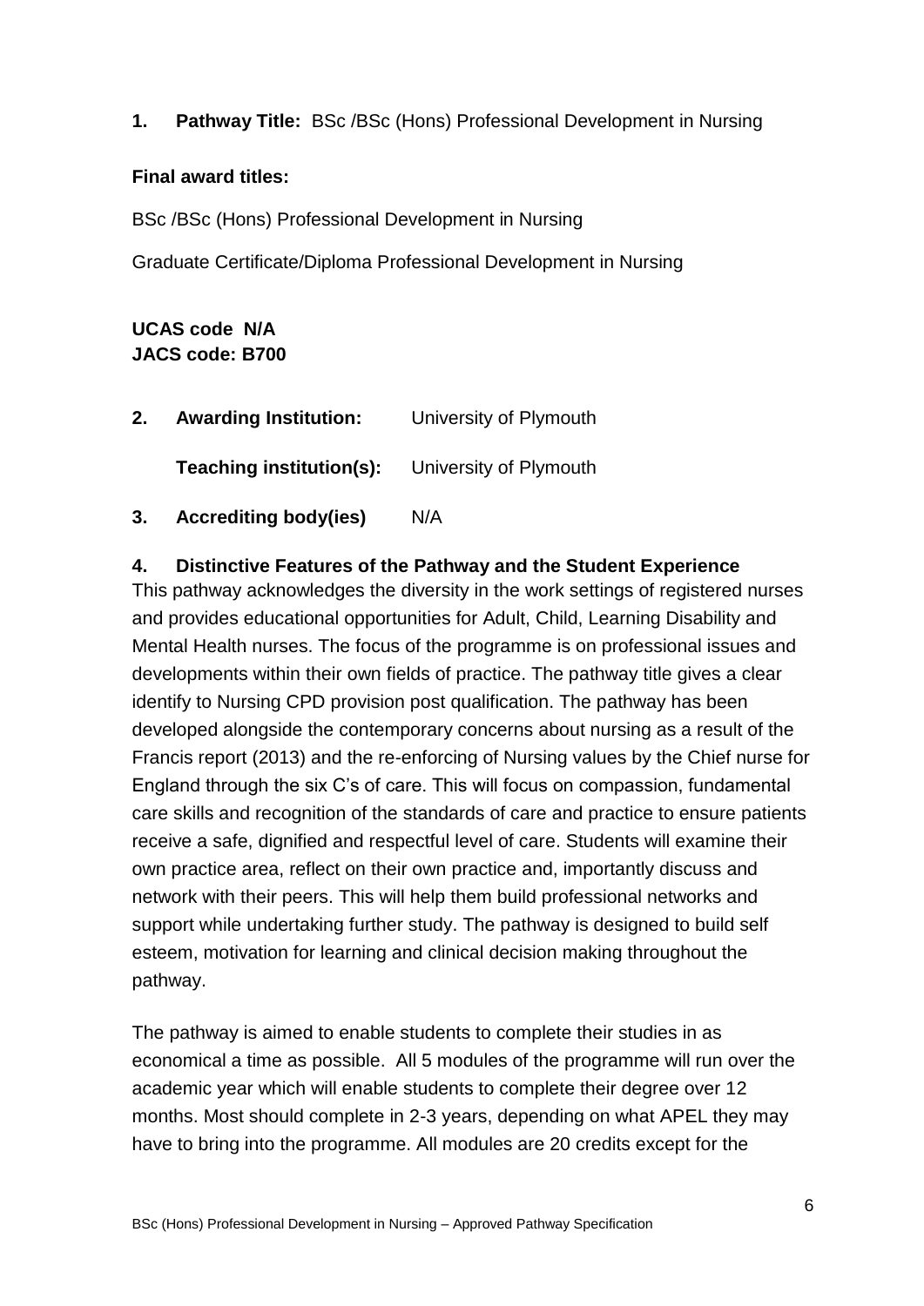**1. Pathway Title:** BSc /BSc (Hons) Professional Development in Nursing

**Final award titles:**

BSc /BSc (Hons) Professional Development in Nursing

Graduate Certificate/Diploma Professional Development in Nursing

**UCAS code N/A**
**JACS code: B700**

**2. Awarding Institution:** University of Plymouth

**Teaching institution(s):** University of Plymouth

**3. Accrediting body(ies)** N/A

**4. Distinctive Features of the Pathway and the Student Experience**

This pathway acknowledges the diversity in the work settings of registered nurses and provides educational opportunities for Adult, Child, Learning Disability and Mental Health nurses. The focus of the programme is on professional issues and developments within their own fields of practice. The pathway title gives a clear identify to Nursing CPD provision post qualification. The pathway has been developed alongside the contemporary concerns about nursing as a result of the Francis report (2013) and the re-enforcing of Nursing values by the Chief nurse for England through the six C's of care. This will focus on compassion, fundamental care skills and recognition of the standards of care and practice to ensure patients receive a safe, dignified and respectful level of care. Students will examine their own practice area, reflect on their own practice and, importantly discuss and network with their peers. This will help them build professional networks and support while undertaking further study. The pathway is designed to build self esteem, motivation for learning and clinical decision making throughout the pathway.

The pathway is aimed to enable students to complete their studies in as economical a time as possible. All 5 modules of the programme will run over the academic year which will enable students to complete their degree over 12 months. Most should complete in 2-3 years, depending on what APEL they may have to bring into the programme. All modules are 20 credits except for the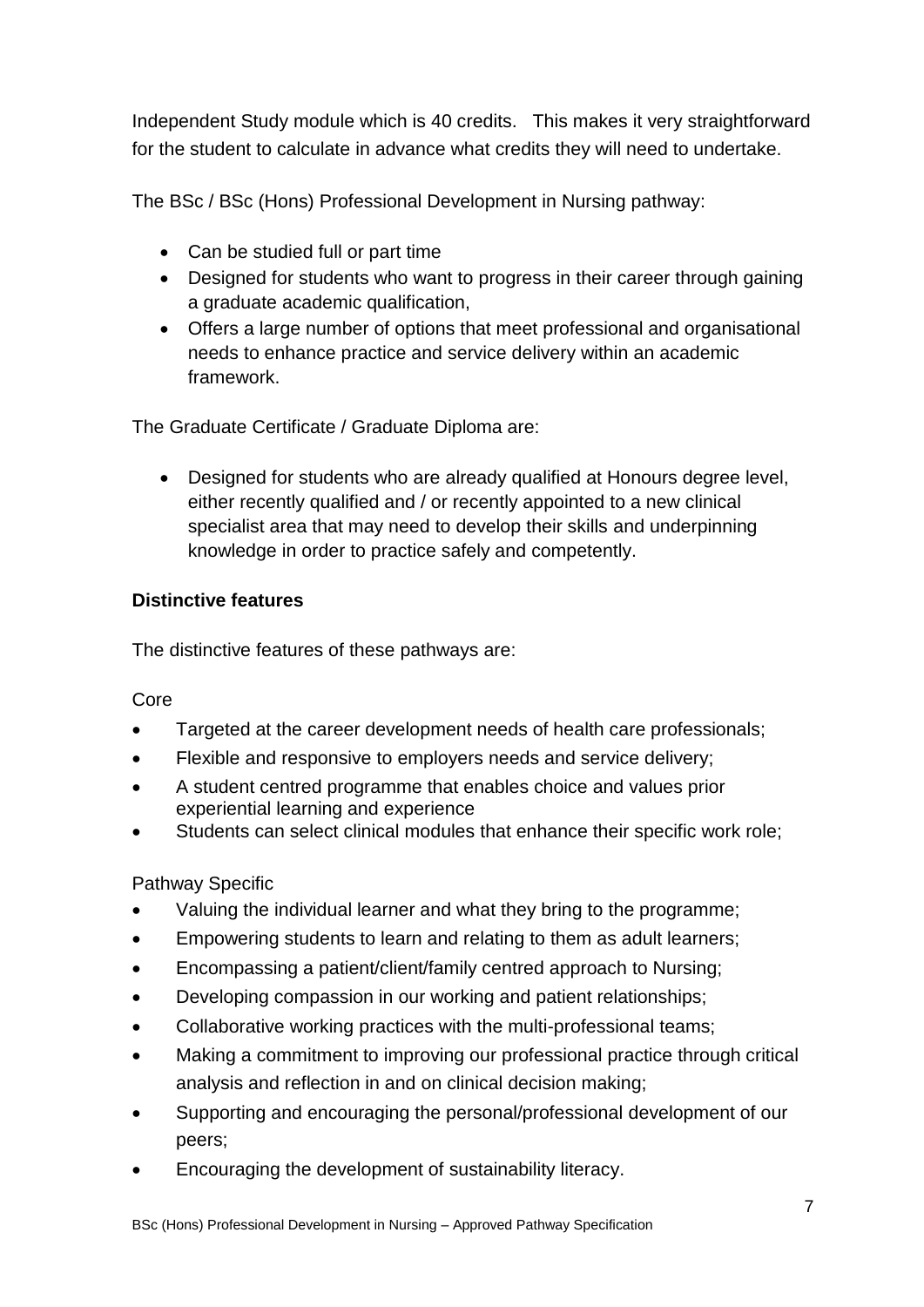Independent Study module which is 40 credits. This makes it very straightforward for the student to calculate in advance what credits they will need to undertake.

The BSc / BSc (Hons) Professional Development in Nursing pathway:

- Can be studied full or part time
- Designed for students who want to progress in their career through gaining a graduate academic qualification,
- Offers a large number of options that meet professional and organisational needs to enhance practice and service delivery within an academic framework.

The Graduate Certificate / Graduate Diploma are:

- Designed for students who are already qualified at Honours degree level, either recently qualified and / or recently appointed to a new clinical specialist area that may need to develop their skills and underpinning knowledge in order to practice safely and competently.

**Distinctive features**

The distinctive features of these pathways are:

Core

- Targeted at the career development needs of health care professionals;
- Flexible and responsive to employers needs and service delivery;
- A student centred programme that enables choice and values prior experiential learning and experience
- Students can select clinical modules that enhance their specific work role;

Pathway Specific

- Valuing the individual learner and what they bring to the programme;
- Empowering students to learn and relating to them as adult learners;
- Encompassing a patient/client/family centred approach to Nursing;
- Developing compassion in our working and patient relationships;
- Collaborative working practices with the multi-professional teams;
- Making a commitment to improving our professional practice through critical analysis and reflection in and on clinical decision making;
- Supporting and encouraging the personal/professional development of our peers;
- Encouraging the development of sustainability literacy.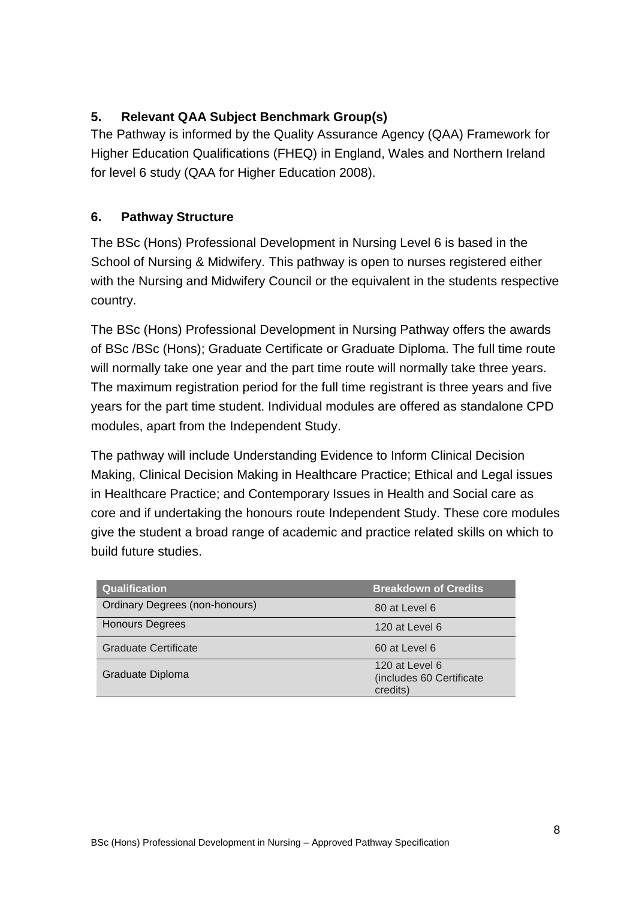## 5. Relevant QAA Subject Benchmark Group(s)

The Pathway is informed by the Quality Assurance Agency (QAA) Framework for Higher Education Qualifications (FHEQ) in England, Wales and Northern Ireland for level 6 study (QAA for Higher Education 2008).

## 6. Pathway Structure

The BSc (Hons) Professional Development in Nursing Level 6 is based in the School of Nursing & Midwifery. This pathway is open to nurses registered either with the Nursing and Midwifery Council or the equivalent in the students respective country.

The BSc (Hons) Professional Development in Nursing Pathway offers the awards of BSc /BSc (Hons); Graduate Certificate or Graduate Diploma. The full time route will normally take one year and the part time route will normally take three years. The maximum registration period for the full time registrant is three years and five years for the part time student. Individual modules are offered as standalone CPD modules, apart from the Independent Study.

The pathway will include Understanding Evidence to Inform Clinical Decision Making, Clinical Decision Making in Healthcare Practice; Ethical and Legal issues in Healthcare Practice; and Contemporary Issues in Health and Social care as core and if undertaking the honours route Independent Study. These core modules give the student a broad range of academic and practice related skills on which to build future studies.

| Qualification | Breakdown of Credits |
|---|---|
| Ordinary Degrees (non-honours) | 80 at Level 6 |
| Honours Degrees | 120 at Level 6 |
| Graduate Certificate | 60 at Level 6 |
| Graduate Diploma | 120 at Level 6 (includes 60 Certificate credits) |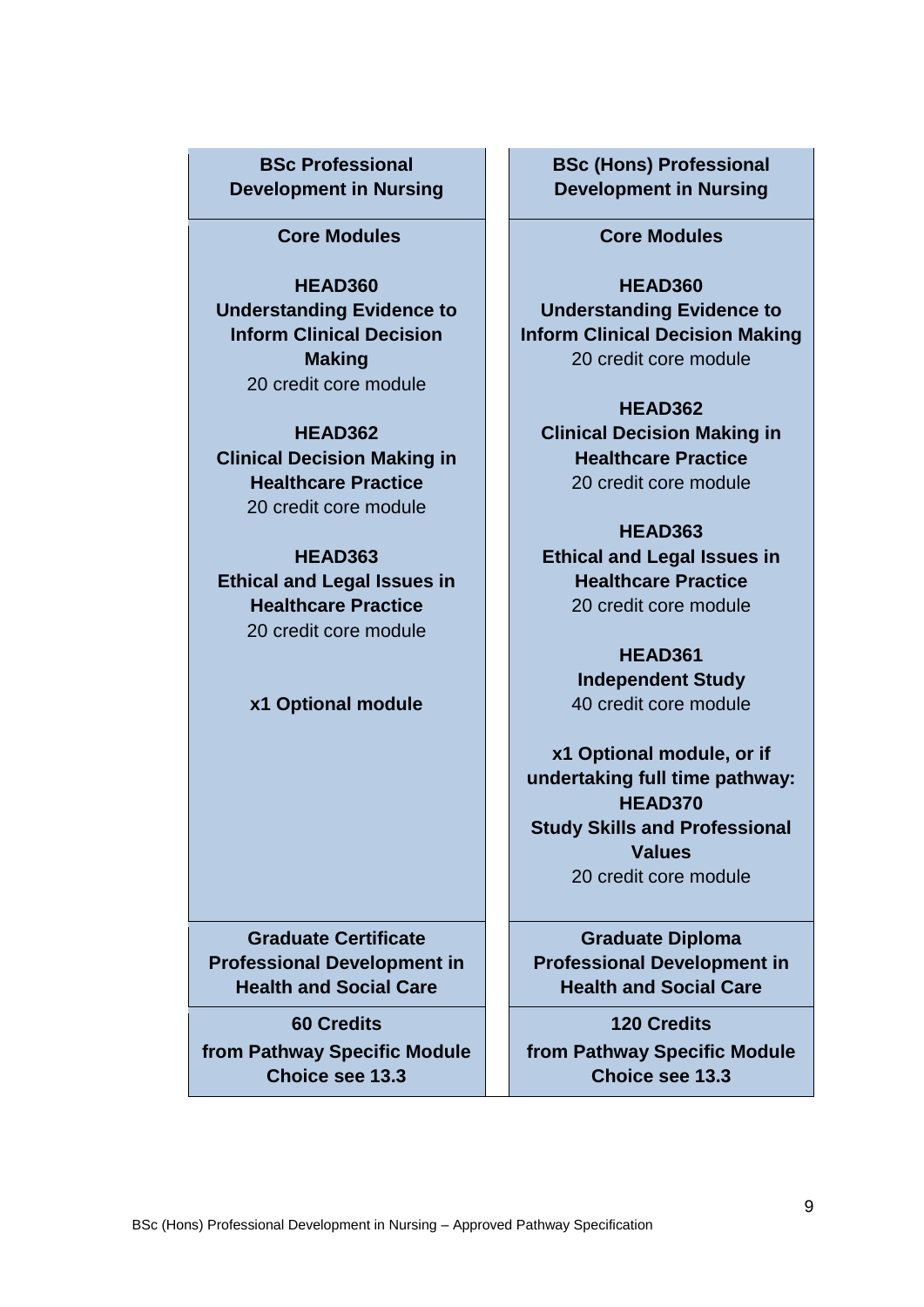| BSc Professional Development in Nursing | BSc (Hons) Professional Development in Nursing |
|---|---|
| **Core Modules**<br><br>**HEAD360**<br>**Understanding Evidence to Inform Clinical Decision Making**<br>20 credit core module<br><br>**HEAD362**<br>**Clinical Decision Making in Healthcare Practice**<br>20 credit core module<br><br>**HEAD363**<br>**Ethical and Legal Issues in Healthcare Practice**<br>20 credit core module<br><br>**x1 Optional module** | **Core Modules**<br><br>**HEAD360**<br>**Understanding Evidence to Inform Clinical Decision Making**<br>20 credit core module<br><br>**HEAD362**<br>**Clinical Decision Making in Healthcare Practice**<br>20 credit core module<br><br>**HEAD363**<br>**Ethical and Legal Issues in Healthcare Practice**<br>20 credit core module<br><br>**HEAD361**<br>**Independent Study**<br>40 credit core module<br><br>**x1 Optional module, or if undertaking full time pathway: HEAD370**<br>**Study Skills and Professional Values**<br>20 credit core module |
| **Graduate Certificate Professional Development in Health and Social Care** | **Graduate Diploma Professional Development in Health and Social Care** |
| **60 Credits from Pathway Specific Module Choice see 13.3** | **120 Credits from Pathway Specific Module Choice see 13.3** |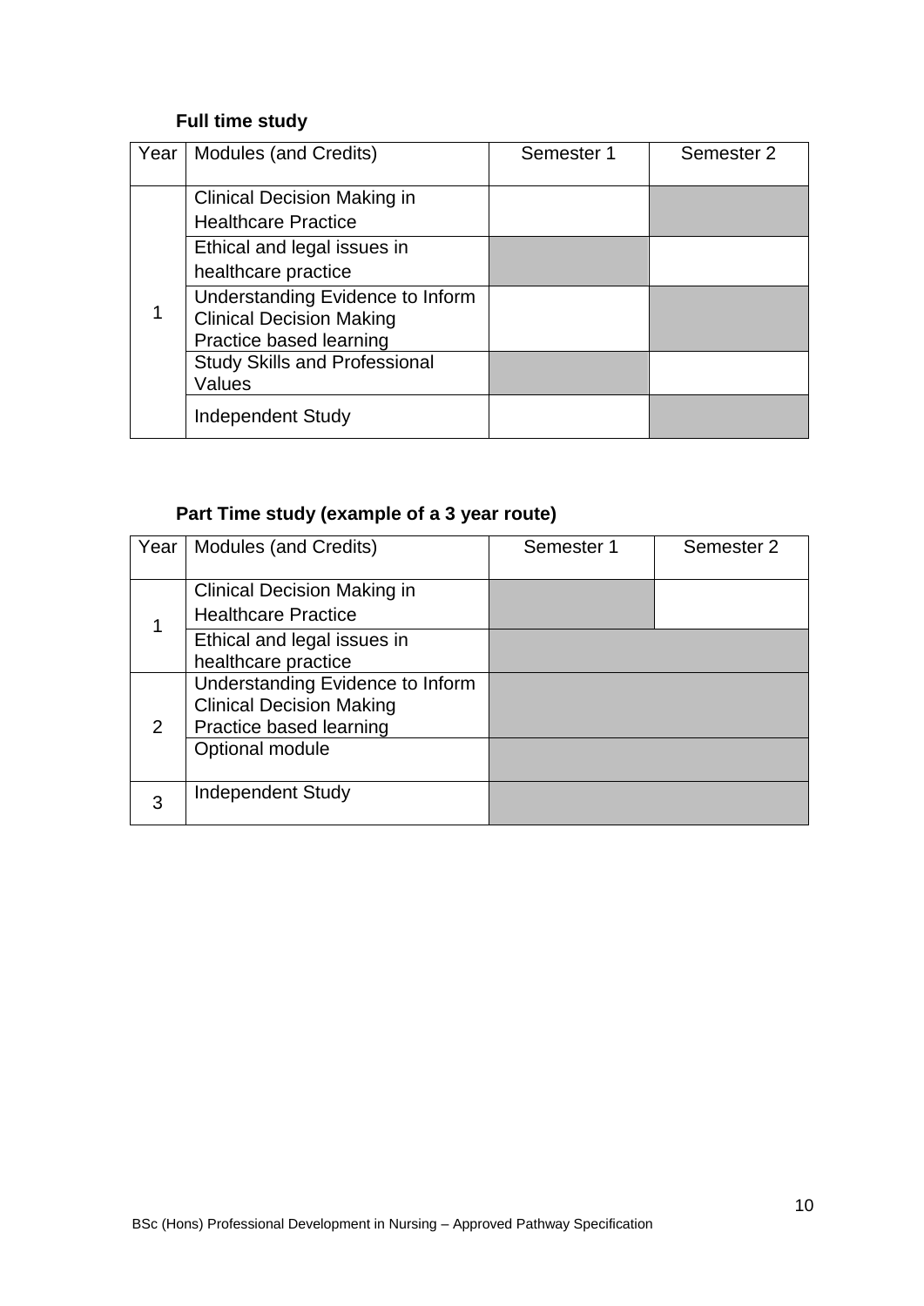**Full time study**

| Year | Modules (and Credits) | Semester 1 | Semester 2 |
|---|---|---|---|
| 1 | Clinical Decision Making in Healthcare Practice | | |
| | Ethical and legal issues in healthcare practice | | |
| | Understanding Evidence to Inform Clinical Decision Making Practice based learning | | |
| | Study Skills and Professional Values | | |
| | Independent Study | | |

**Part Time study (example of a 3 year route)**

| Year | Modules (and Credits) | Semester 1 | Semester 2 |
|---|---|---|---|
| 1 | Clinical Decision Making in Healthcare Practice | | |
| | Ethical and legal issues in healthcare practice | | |
| 2 | Understanding Evidence to Inform Clinical Decision Making Practice based learning | | |
| | Optional module | | |
| 3 | Independent Study | | |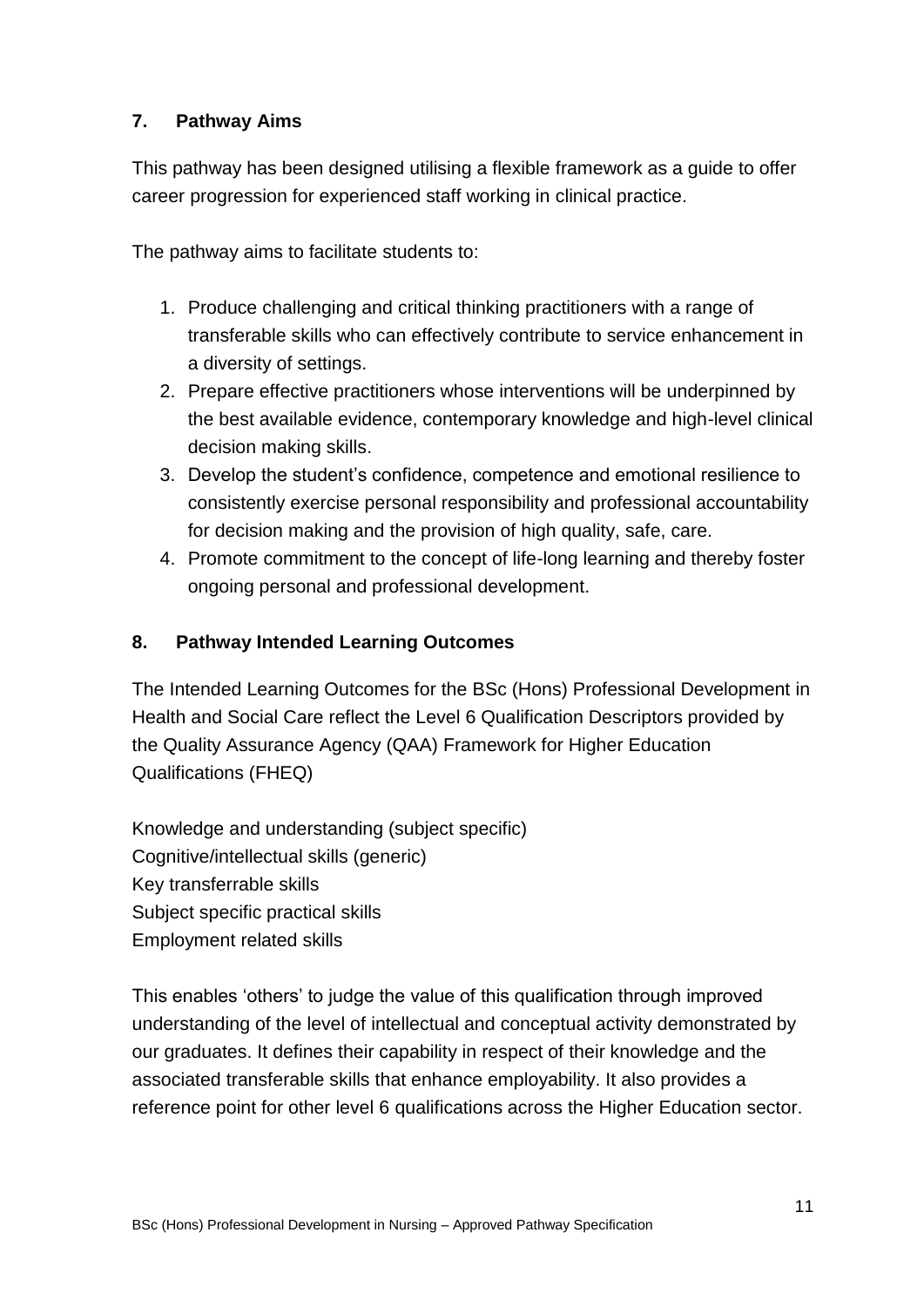## 7. Pathway Aims

This pathway has been designed utilising a flexible framework as a guide to offer career progression for experienced staff working in clinical practice.

The pathway aims to facilitate students to:

1. Produce challenging and critical thinking practitioners with a range of transferable skills who can effectively contribute to service enhancement in a diversity of settings.
2. Prepare effective practitioners whose interventions will be underpinned by the best available evidence, contemporary knowledge and high-level clinical decision making skills.
3. Develop the student's confidence, competence and emotional resilience to consistently exercise personal responsibility and professional accountability for decision making and the provision of high quality, safe, care.
4. Promote commitment to the concept of life-long learning and thereby foster ongoing personal and professional development.

## 8. Pathway Intended Learning Outcomes

The Intended Learning Outcomes for the BSc (Hons) Professional Development in Health and Social Care reflect the Level 6 Qualification Descriptors provided by the Quality Assurance Agency (QAA) Framework for Higher Education Qualifications (FHEQ)

Knowledge and understanding (subject specific)
Cognitive/intellectual skills (generic)
Key transferrable skills
Subject specific practical skills
Employment related skills

This enables 'others' to judge the value of this qualification through improved understanding of the level of intellectual and conceptual activity demonstrated by our graduates. It defines their capability in respect of their knowledge and the associated transferable skills that enhance employability. It also provides a reference point for other level 6 qualifications across the Higher Education sector.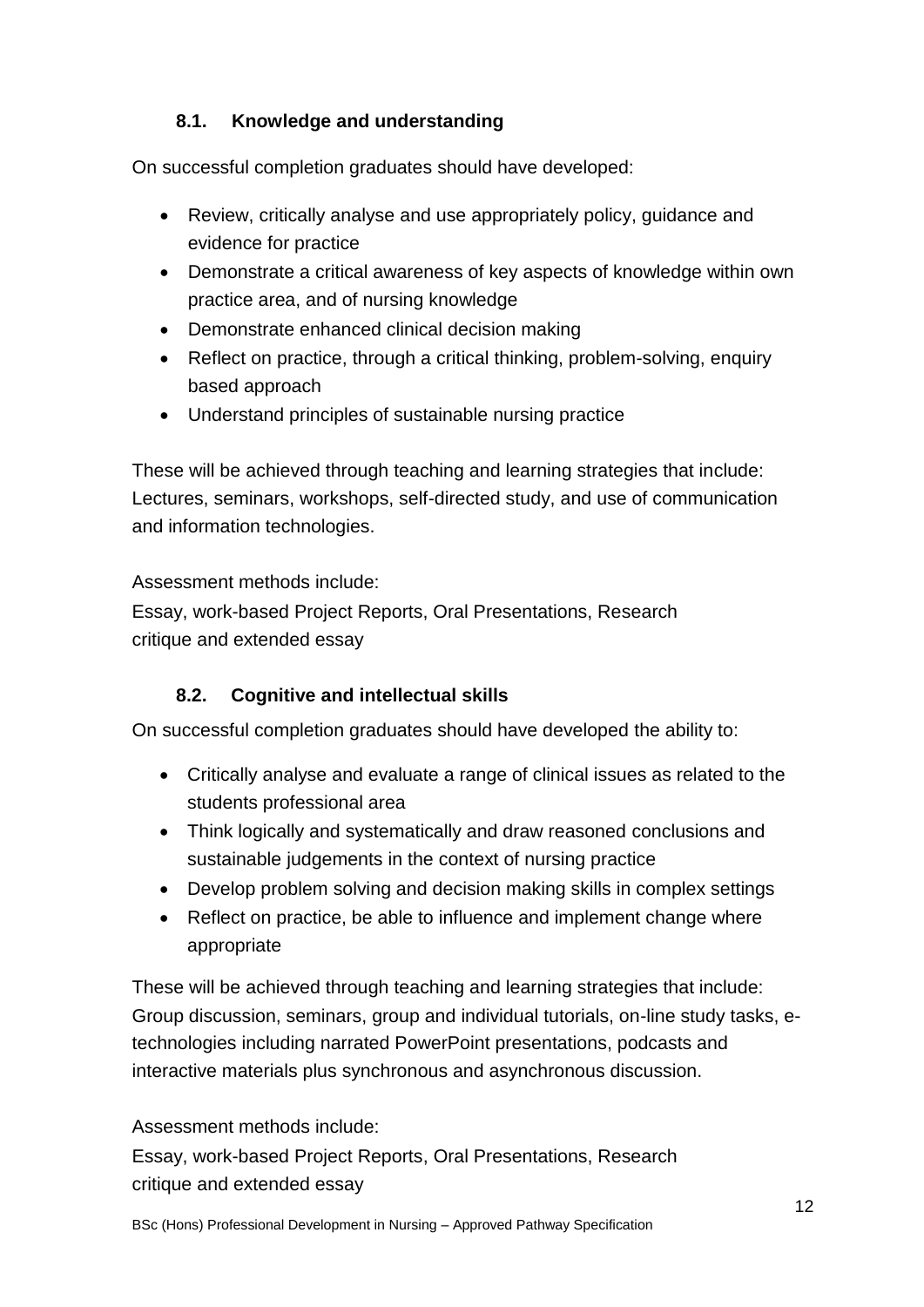### 8.1. Knowledge and understanding

On successful completion graduates should have developed:

- Review, critically analyse and use appropriately policy, guidance and evidence for practice
- Demonstrate a critical awareness of key aspects of knowledge within own practice area, and of nursing knowledge
- Demonstrate enhanced clinical decision making
- Reflect on practice, through a critical thinking, problem-solving, enquiry based approach
- Understand principles of sustainable nursing practice

These will be achieved through teaching and learning strategies that include: Lectures, seminars, workshops, self-directed study, and use of communication and information technologies.

Assessment methods include:
Essay, work-based Project Reports, Oral Presentations, Research critique and extended essay

### 8.2. Cognitive and intellectual skills

On successful completion graduates should have developed the ability to:

- Critically analyse and evaluate a range of clinical issues as related to the students professional area
- Think logically and systematically and draw reasoned conclusions and sustainable judgements in the context of nursing practice
- Develop problem solving and decision making skills in complex settings
- Reflect on practice, be able to influence and implement change where appropriate

These will be achieved through teaching and learning strategies that include: Group discussion, seminars, group and individual tutorials, on-line study tasks, e-technologies including narrated PowerPoint presentations, podcasts and interactive materials plus synchronous and asynchronous discussion.

Assessment methods include:
Essay, work-based Project Reports, Oral Presentations, Research critique and extended essay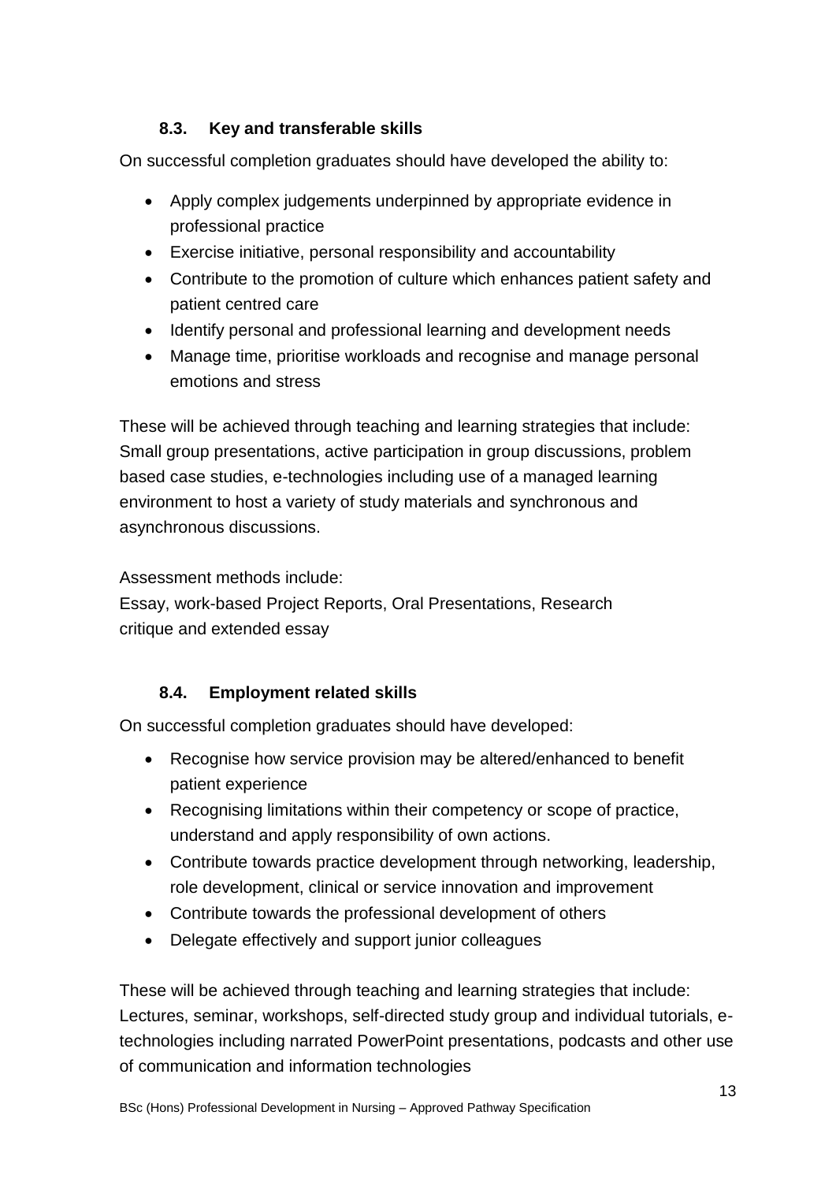### 8.3. Key and transferable skills

On successful completion graduates should have developed the ability to:

- Apply complex judgements underpinned by appropriate evidence in professional practice
- Exercise initiative, personal responsibility and accountability
- Contribute to the promotion of culture which enhances patient safety and patient centred care
- Identify personal and professional learning and development needs
- Manage time, prioritise workloads and recognise and manage personal emotions and stress

These will be achieved through teaching and learning strategies that include: Small group presentations, active participation in group discussions, problem based case studies, e-technologies including use of a managed learning environment to host a variety of study materials and synchronous and asynchronous discussions.

Assessment methods include:
Essay, work-based Project Reports, Oral Presentations, Research critique and extended essay

### 8.4. Employment related skills

On successful completion graduates should have developed:

- Recognise how service provision may be altered/enhanced to benefit patient experience
- Recognising limitations within their competency or scope of practice, understand and apply responsibility of own actions.
- Contribute towards practice development through networking, leadership, role development, clinical or service innovation and improvement
- Contribute towards the professional development of others
- Delegate effectively and support junior colleagues

These will be achieved through teaching and learning strategies that include: Lectures, seminar, workshops, self-directed study group and individual tutorials, e-technologies including narrated PowerPoint presentations, podcasts and other use of communication and information technologies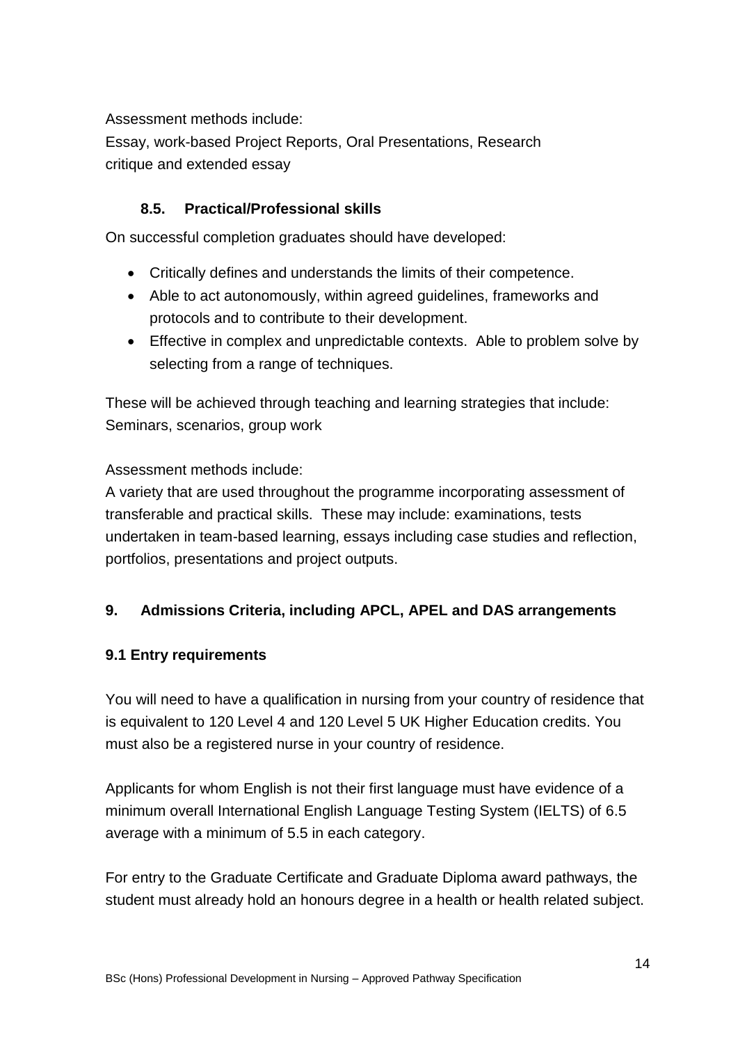Assessment methods include:
Essay, work-based Project Reports, Oral Presentations, Research critique and extended essay

### 8.5. Practical/Professional skills

On successful completion graduates should have developed:

- Critically defines and understands the limits of their competence.
- Able to act autonomously, within agreed guidelines, frameworks and protocols and to contribute to their development.
- Effective in complex and unpredictable contexts. Able to problem solve by selecting from a range of techniques.

These will be achieved through teaching and learning strategies that include:
Seminars, scenarios, group work

Assessment methods include:
A variety that are used throughout the programme incorporating assessment of transferable and practical skills. These may include: examinations, tests undertaken in team-based learning, essays including case studies and reflection, portfolios, presentations and project outputs.

## 9. Admissions Criteria, including APCL, APEL and DAS arrangements

### 9.1 Entry requirements

You will need to have a qualification in nursing from your country of residence that is equivalent to 120 Level 4 and 120 Level 5 UK Higher Education credits. You must also be a registered nurse in your country of residence.

Applicants for whom English is not their first language must have evidence of a minimum overall International English Language Testing System (IELTS) of 6.5 average with a minimum of 5.5 in each category.

For entry to the Graduate Certificate and Graduate Diploma award pathways, the student must already hold an honours degree in a health or health related subject.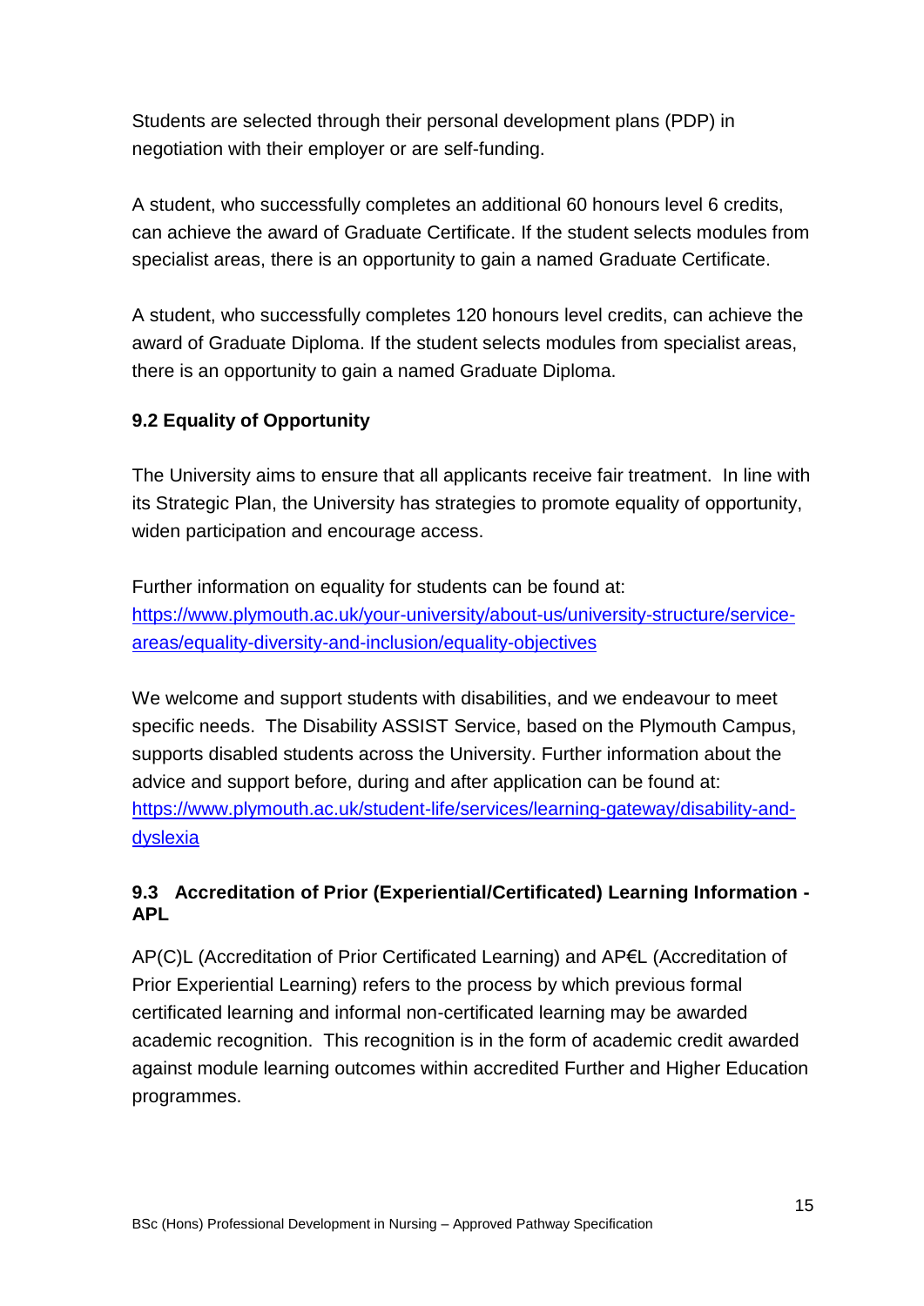Students are selected through their personal development plans (PDP) in negotiation with their employer or are self-funding.

A student, who successfully completes an additional 60 honours level 6 credits, can achieve the award of Graduate Certificate. If the student selects modules from specialist areas, there is an opportunity to gain a named Graduate Certificate.

A student, who successfully completes 120 honours level credits, can achieve the award of Graduate Diploma. If the student selects modules from specialist areas, there is an opportunity to gain a named Graduate Diploma.

### 9.2 Equality of Opportunity

The University aims to ensure that all applicants receive fair treatment. In line with its Strategic Plan, the University has strategies to promote equality of opportunity, widen participation and encourage access.

Further information on equality for students can be found at:
[https://www.plymouth.ac.uk/your-university/about-us/university-structure/service-areas/equality-diversity-and-inclusion/equality-objectives](https://www.plymouth.ac.uk/your-university/about-us/university-structure/service-areas/equality-diversity-and-inclusion/equality-objectives)

We welcome and support students with disabilities, and we endeavour to meet specific needs. The Disability ASSIST Service, based on the Plymouth Campus, supports disabled students across the University. Further information about the advice and support before, during and after application can be found at:
[https://www.plymouth.ac.uk/student-life/services/learning-gateway/disability-and-dyslexia](https://www.plymouth.ac.uk/student-life/services/learning-gateway/disability-and-dyslexia)

### 9.3 Accreditation of Prior (Experiential/Certificated) Learning Information - APL

AP(C)L (Accreditation of Prior Certificated Learning) and AP€L (Accreditation of Prior Experiential Learning) refers to the process by which previous formal certificated learning and informal non-certificated learning may be awarded academic recognition. This recognition is in the form of academic credit awarded against module learning outcomes within accredited Further and Higher Education programmes.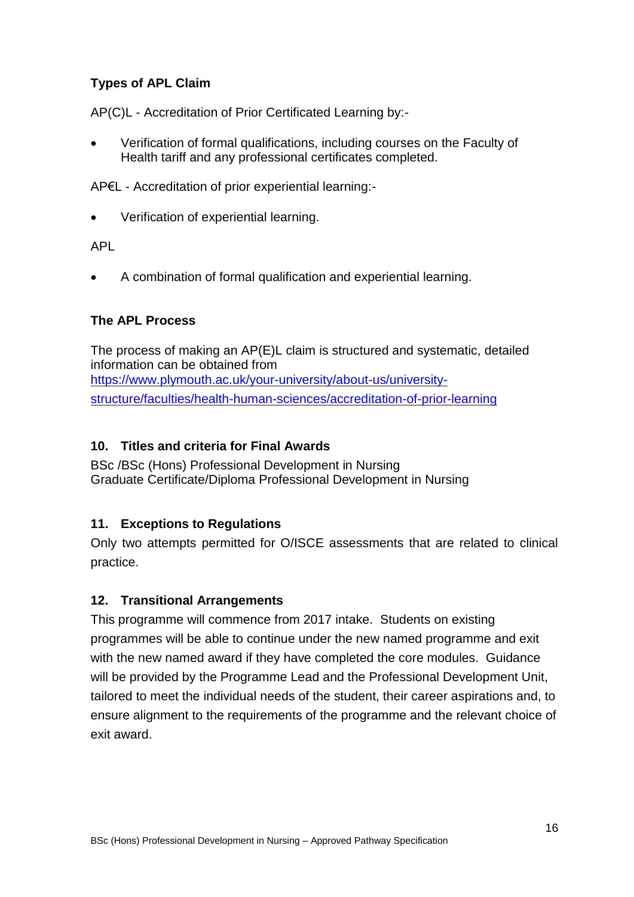### Types of APL Claim

AP(C)L - Accreditation of Prior Certificated Learning by:-

- Verification of formal qualifications, including courses on the Faculty of Health tariff and any professional certificates completed.

AP€L - Accreditation of prior experiential learning:-

- Verification of experiential learning.

APL

- A combination of formal qualification and experiential learning.

### The APL Process

The process of making an AP(E)L claim is structured and systematic, detailed information can be obtained from [https://www.plymouth.ac.uk/your-university/about-us/university-structure/faculties/health-human-sciences/accreditation-of-prior-learning](https://www.plymouth.ac.uk/your-university/about-us/university-structure/faculties/health-human-sciences/accreditation-of-prior-learning)

## 10. Titles and criteria for Final Awards

BSc /BSc (Hons) Professional Development in Nursing
Graduate Certificate/Diploma Professional Development in Nursing

## 11. Exceptions to Regulations

Only two attempts permitted for O/ISCE assessments that are related to clinical practice.

## 12. Transitional Arrangements

This programme will commence from 2017 intake. Students on existing programmes will be able to continue under the new named programme and exit with the new named award if they have completed the core modules. Guidance will be provided by the Programme Lead and the Professional Development Unit, tailored to meet the individual needs of the student, their career aspirations and, to ensure alignment to the requirements of the programme and the relevant choice of exit award.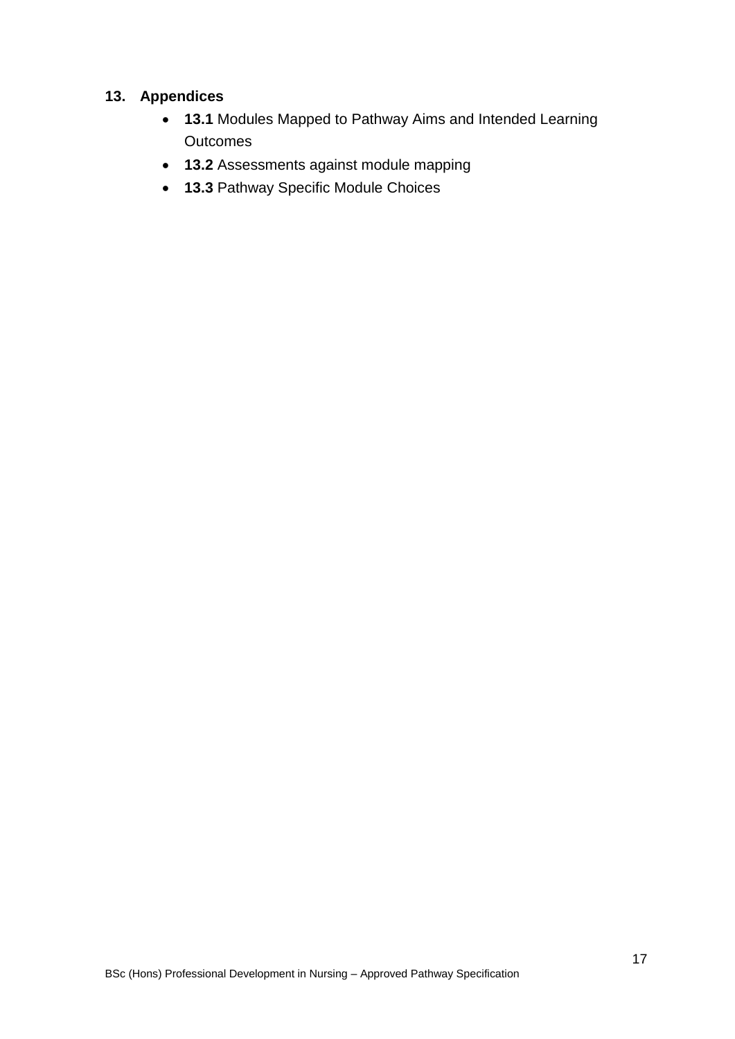## 13. Appendices

- **13.1** Modules Mapped to Pathway Aims and Intended Learning Outcomes
- **13.2** Assessments against module mapping
- **13.3** Pathway Specific Module Choices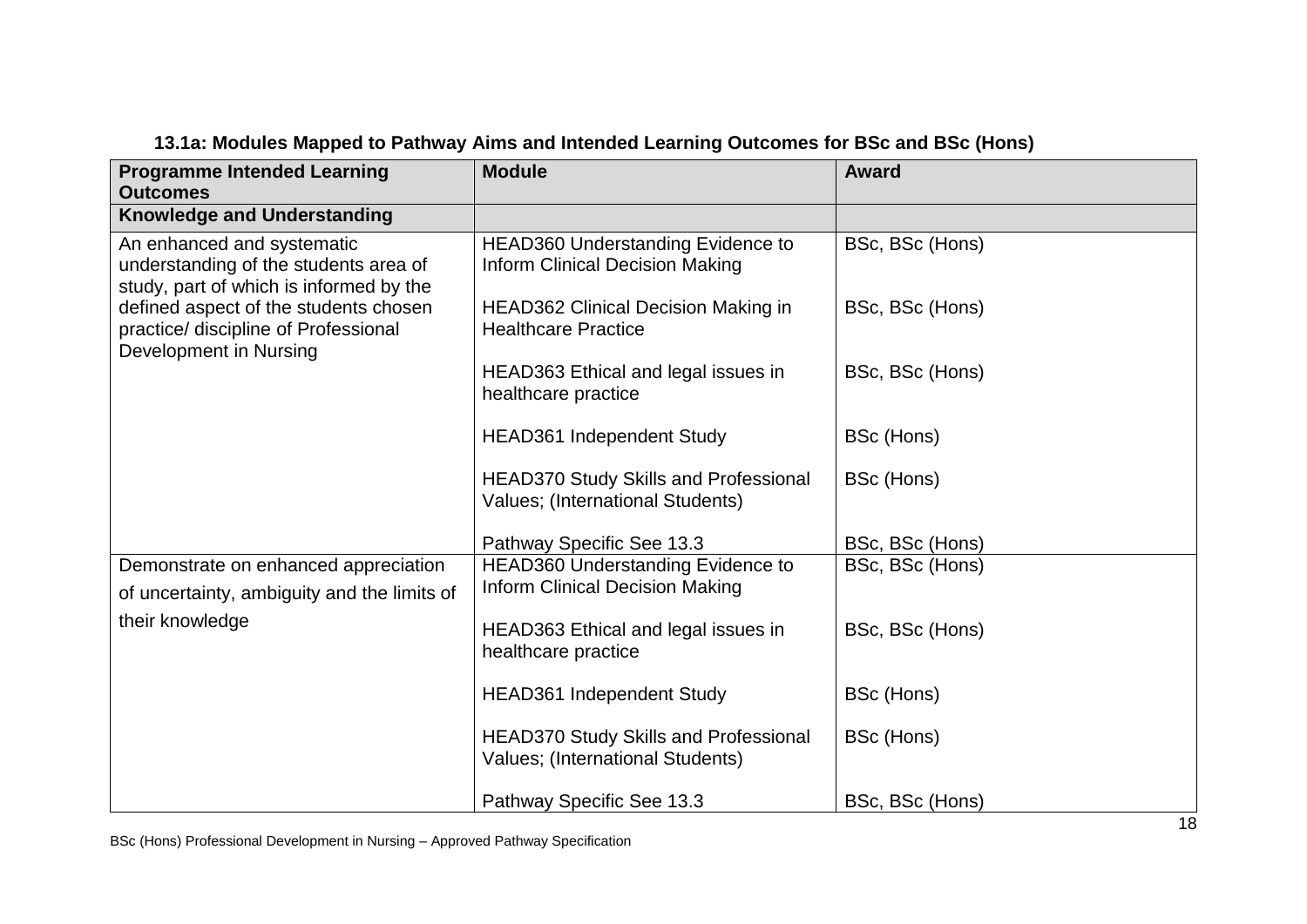### 13.1a: Modules Mapped to Pathway Aims and Intended Learning Outcomes for BSc and BSc (Hons)

| Programme Intended Learning Outcomes | Module | Award |
|---|---|---|
| **Knowledge and Understanding** | | |
| An enhanced and systematic understanding of the students area of study, part of which is informed by the defined aspect of the students chosen practice/ discipline of Professional Development in Nursing | HEAD360 Understanding Evidence to Inform Clinical Decision Making | BSc, BSc (Hons) |
| | HEAD362 Clinical Decision Making in Healthcare Practice | BSc, BSc (Hons) |
| | HEAD363 Ethical and legal issues in healthcare practice | BSc, BSc (Hons) |
| | HEAD361 Independent Study | BSc (Hons) |
| | HEAD370 Study Skills and Professional Values; (International Students) | BSc (Hons) |
| | Pathway Specific See 13.3 | BSc, BSc (Hons) |
| Demonstrate on enhanced appreciation of uncertainty, ambiguity and the limits of their knowledge | HEAD360 Understanding Evidence to Inform Clinical Decision Making | BSc, BSc (Hons) |
| | HEAD363 Ethical and legal issues in healthcare practice | BSc, BSc (Hons) |
| | HEAD361 Independent Study | BSc (Hons) |
| | HEAD370 Study Skills and Professional Values; (International Students) | BSc (Hons) |
| | Pathway Specific See 13.3 | BSc, BSc (Hons) |

BSc (Hons) Professional Development in Nursing – Approved Pathway Specification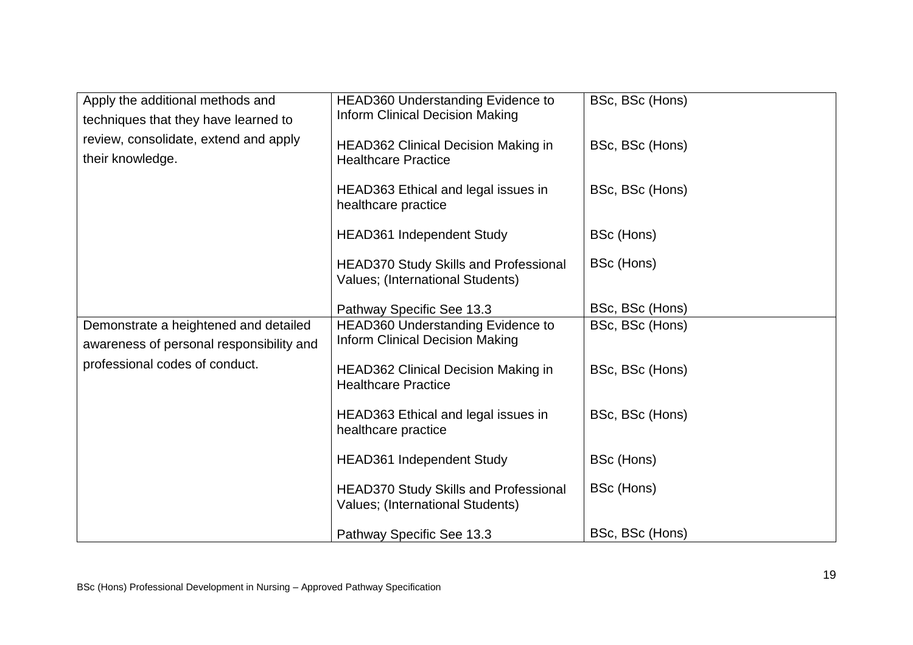| | | |
|---|---|---|
| Apply the additional methods and techniques that they have learned to review, consolidate, extend and apply their knowledge. | HEAD360 Understanding Evidence to Inform Clinical Decision Making | BSc, BSc (Hons) |
| | HEAD362 Clinical Decision Making in Healthcare Practice | BSc, BSc (Hons) |
| | HEAD363 Ethical and legal issues in healthcare practice | BSc, BSc (Hons) |
| | HEAD361 Independent Study | BSc (Hons) |
| | HEAD370 Study Skills and Professional Values; (International Students) | BSc (Hons) |
| | Pathway Specific See 13.3 | BSc, BSc (Hons) |
| Demonstrate a heightened and detailed awareness of personal responsibility and professional codes of conduct. | HEAD360 Understanding Evidence to Inform Clinical Decision Making | BSc, BSc (Hons) |
| | HEAD362 Clinical Decision Making in Healthcare Practice | BSc, BSc (Hons) |
| | HEAD363 Ethical and legal issues in healthcare practice | BSc, BSc (Hons) |
| | HEAD361 Independent Study | BSc (Hons) |
| | HEAD370 Study Skills and Professional Values; (International Students) | BSc (Hons) |
| | Pathway Specific See 13.3 | BSc, BSc (Hons) |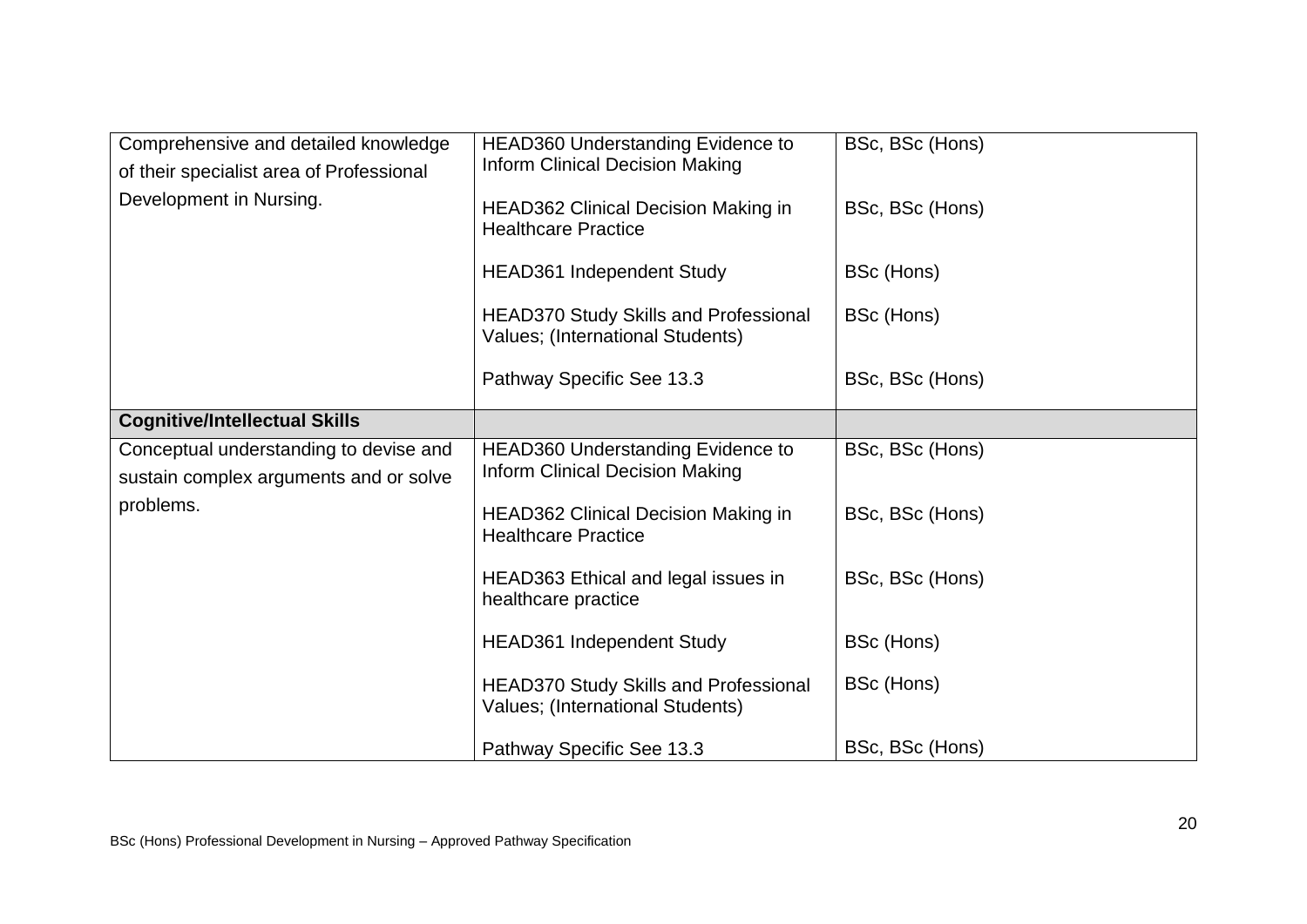| | | |
|---|---|---|
| Comprehensive and detailed knowledge of their specialist area of Professional Development in Nursing. | HEAD360 Understanding Evidence to Inform Clinical Decision Making<br><br>HEAD362 Clinical Decision Making in Healthcare Practice<br><br>HEAD361 Independent Study<br><br>HEAD370 Study Skills and Professional Values; (International Students)<br><br>Pathway Specific See 13.3 | BSc, BSc (Hons)<br><br>BSc, BSc (Hons)<br><br>BSc (Hons)<br><br>BSc (Hons)<br><br>BSc, BSc (Hons) |
| **Cognitive/Intellectual Skills** | | |
| Conceptual understanding to devise and sustain complex arguments and or solve problems. | HEAD360 Understanding Evidence to Inform Clinical Decision Making<br><br>HEAD362 Clinical Decision Making in Healthcare Practice<br><br>HEAD363 Ethical and legal issues in healthcare practice<br><br>HEAD361 Independent Study<br><br>HEAD370 Study Skills and Professional Values; (International Students)<br><br>Pathway Specific See 13.3 | BSc, BSc (Hons)<br><br>BSc, BSc (Hons)<br><br>BSc, BSc (Hons)<br><br>BSc (Hons)<br><br>BSc (Hons)<br><br>BSc, BSc (Hons) |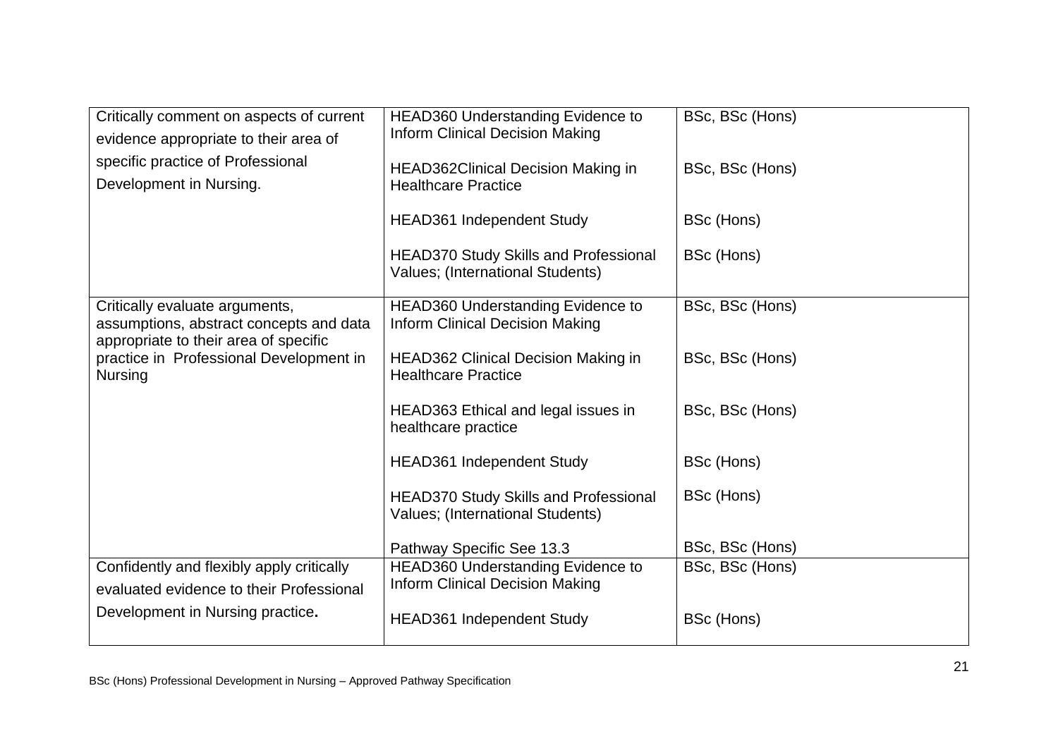| | | |
|---|---|---|
| Critically comment on aspects of current evidence appropriate to their area of specific practice of Professional Development in Nursing. | HEAD360 Understanding Evidence to Inform Clinical Decision Making<br><br>HEAD362Clinical Decision Making in Healthcare Practice<br><br>HEAD361 Independent Study<br><br>HEAD370 Study Skills and Professional Values; (International Students) | BSc, BSc (Hons)<br><br>BSc, BSc (Hons)<br><br>BSc (Hons)<br><br>BSc (Hons) |
| Critically evaluate arguments, assumptions, abstract concepts and data appropriate to their area of specific practice in Professional Development in Nursing | HEAD360 Understanding Evidence to Inform Clinical Decision Making<br><br>HEAD362 Clinical Decision Making in Healthcare Practice<br><br>HEAD363 Ethical and legal issues in healthcare practice<br><br>HEAD361 Independent Study<br><br>HEAD370 Study Skills and Professional Values; (International Students)<br><br>Pathway Specific See 13.3 | BSc, BSc (Hons)<br><br>BSc, BSc (Hons)<br><br>BSc, BSc (Hons)<br><br>BSc (Hons)<br><br>BSc (Hons)<br><br>BSc, BSc (Hons) |
| Confidently and flexibly apply critically evaluated evidence to their Professional Development in Nursing practice**.** | HEAD360 Understanding Evidence to Inform Clinical Decision Making<br><br>HEAD361 Independent Study | BSc, BSc (Hons)<br><br>BSc (Hons) |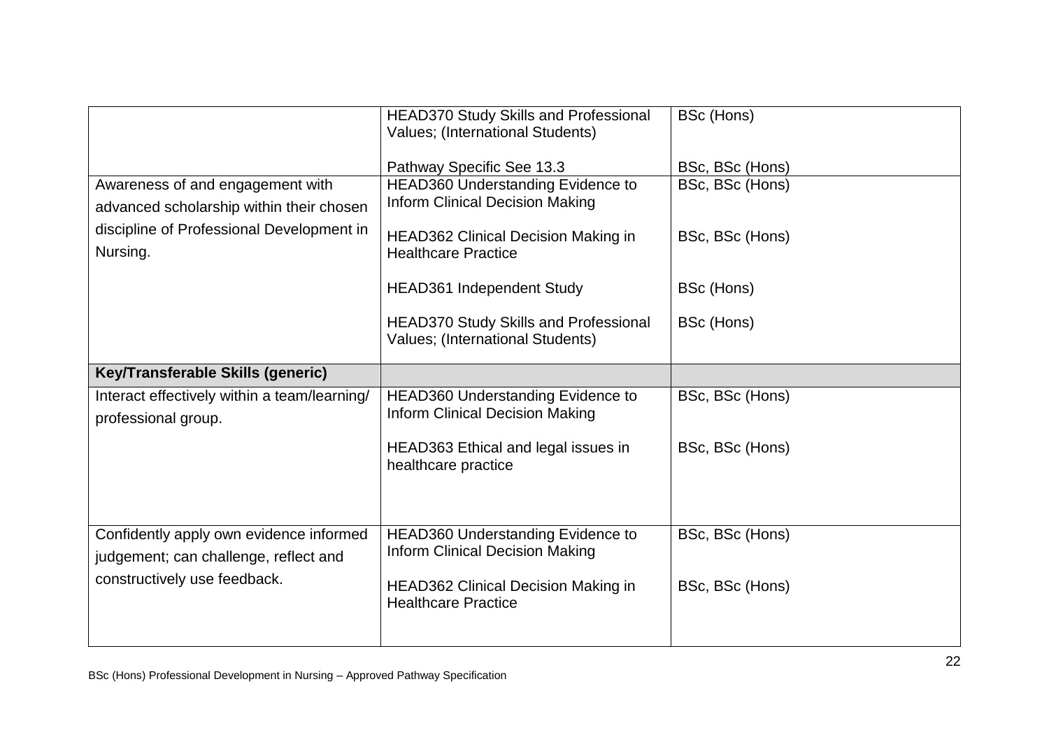| | | |
|---|---|---|
| | HEAD370 Study Skills and Professional Values; (International Students)<br><br>Pathway Specific See 13.3 | BSc (Hons)<br><br>BSc, BSc (Hons) |
| Awareness of and engagement with advanced scholarship within their chosen discipline of Professional Development in Nursing. | HEAD360 Understanding Evidence to Inform Clinical Decision Making<br><br>HEAD362 Clinical Decision Making in Healthcare Practice<br><br>HEAD361 Independent Study<br><br>HEAD370 Study Skills and Professional Values; (International Students) | BSc, BSc (Hons)<br><br>BSc, BSc (Hons)<br><br>BSc (Hons)<br><br>BSc (Hons) |
| **Key/Transferable Skills (generic)** | | |
| Interact effectively within a team/learning/ professional group. | HEAD360 Understanding Evidence to Inform Clinical Decision Making<br><br>HEAD363 Ethical and legal issues in healthcare practice | BSc, BSc (Hons)<br><br>BSc, BSc (Hons) |
| Confidently apply own evidence informed judgement; can challenge, reflect and constructively use feedback. | HEAD360 Understanding Evidence to Inform Clinical Decision Making<br><br>HEAD362 Clinical Decision Making in Healthcare Practice | BSc, BSc (Hons)<br><br>BSc, BSc (Hons) |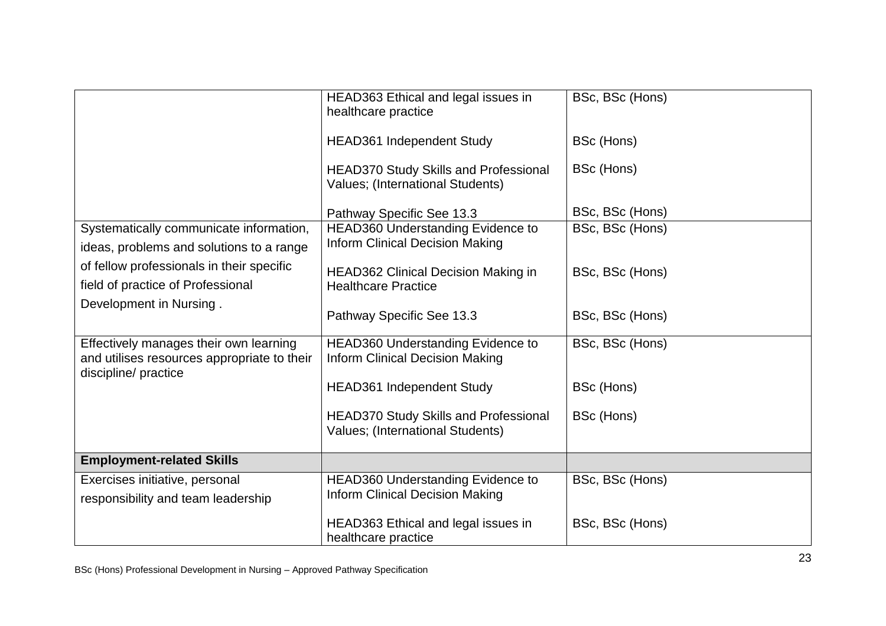| | | |
|---|---|---|
| | HEAD363 Ethical and legal issues in healthcare practice<br><br>HEAD361 Independent Study<br><br>HEAD370 Study Skills and Professional Values; (International Students)<br><br>Pathway Specific See 13.3 | BSc, BSc (Hons)<br><br>BSc (Hons)<br><br>BSc (Hons)<br><br>BSc, BSc (Hons) |
| Systematically communicate information, ideas, problems and solutions to a range of fellow professionals in their specific field of practice of Professional Development in Nursing . | HEAD360 Understanding Evidence to Inform Clinical Decision Making<br><br>HEAD362 Clinical Decision Making in Healthcare Practice<br><br>Pathway Specific See 13.3 | BSc, BSc (Hons)<br><br>BSc, BSc (Hons)<br><br>BSc, BSc (Hons) |
| Effectively manages their own learning and utilises resources appropriate to their discipline/ practice | HEAD360 Understanding Evidence to Inform Clinical Decision Making<br><br>HEAD361 Independent Study<br><br>HEAD370 Study Skills and Professional Values; (International Students) | BSc, BSc (Hons)<br><br>BSc (Hons)<br><br>BSc (Hons) |
| **Employment-related Skills** | | |
| Exercises initiative, personal responsibility and team leadership | HEAD360 Understanding Evidence to Inform Clinical Decision Making<br><br>HEAD363 Ethical and legal issues in healthcare practice | BSc, BSc (Hons)<br><br>BSc, BSc (Hons) |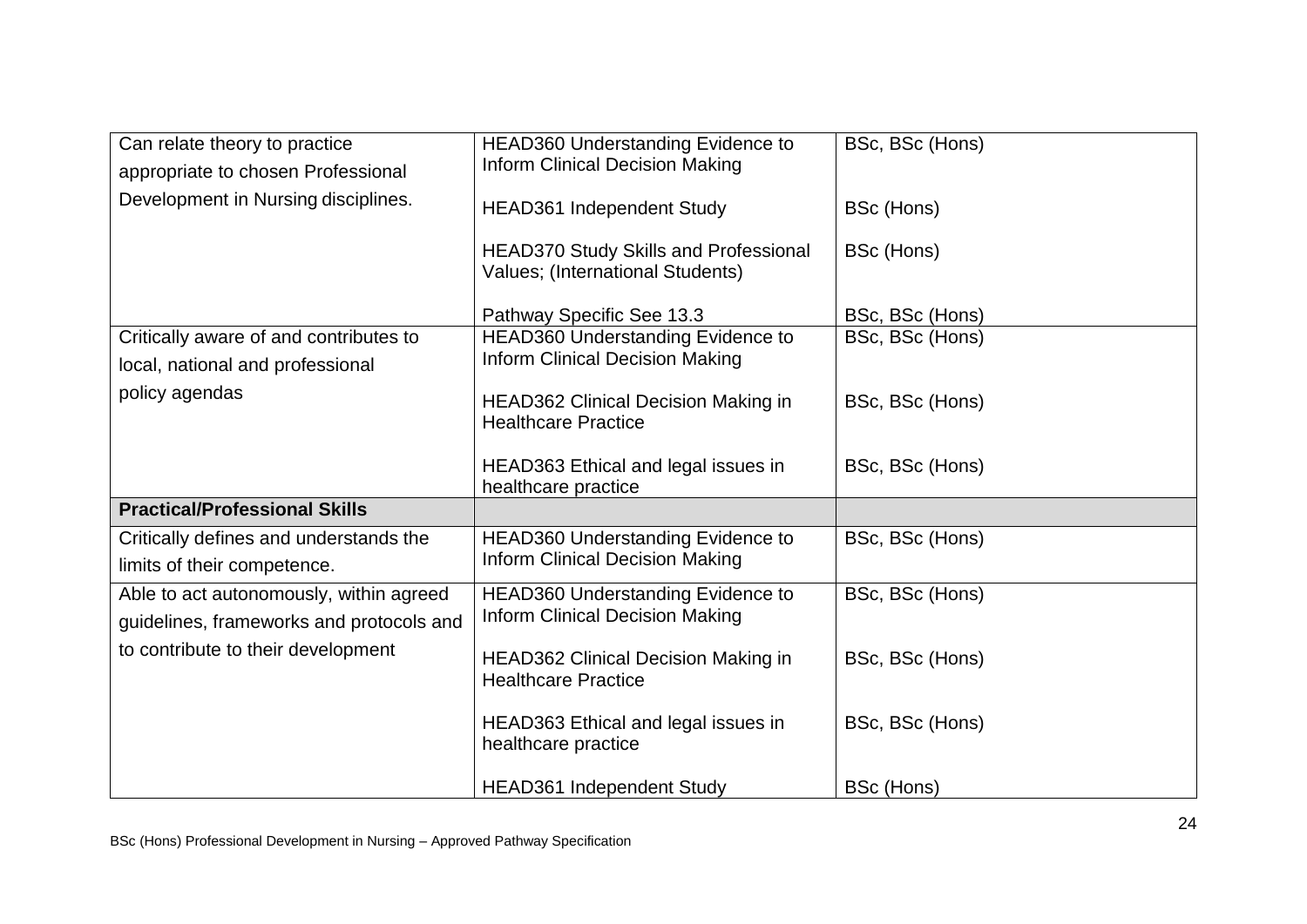| | | |
|---|---|---|
| Can relate theory to practice appropriate to chosen Professional Development in Nursing disciplines. | HEAD360 Understanding Evidence to Inform Clinical Decision Making<br><br>HEAD361 Independent Study<br><br>HEAD370 Study Skills and Professional Values; (International Students)<br><br>Pathway Specific See 13.3 | BSc, BSc (Hons)<br><br>BSc (Hons)<br><br>BSc (Hons)<br><br>BSc, BSc (Hons) |
| Critically aware of and contributes to local, national and professional policy agendas | HEAD360 Understanding Evidence to Inform Clinical Decision Making<br><br>HEAD362 Clinical Decision Making in Healthcare Practice<br><br>HEAD363 Ethical and legal issues in healthcare practice | BSc, BSc (Hons)<br><br>BSc, BSc (Hons)<br><br>BSc, BSc (Hons) |
| **Practical/Professional Skills** | | |
| Critically defines and understands the limits of their competence. | HEAD360 Understanding Evidence to Inform Clinical Decision Making | BSc, BSc (Hons) |
| Able to act autonomously, within agreed guidelines, frameworks and protocols and to contribute to their development | HEAD360 Understanding Evidence to Inform Clinical Decision Making<br><br>HEAD362 Clinical Decision Making in Healthcare Practice<br><br>HEAD363 Ethical and legal issues in healthcare practice<br><br>HEAD361 Independent Study | BSc, BSc (Hons)<br><br>BSc, BSc (Hons)<br><br>BSc, BSc (Hons)<br><br>BSc (Hons) |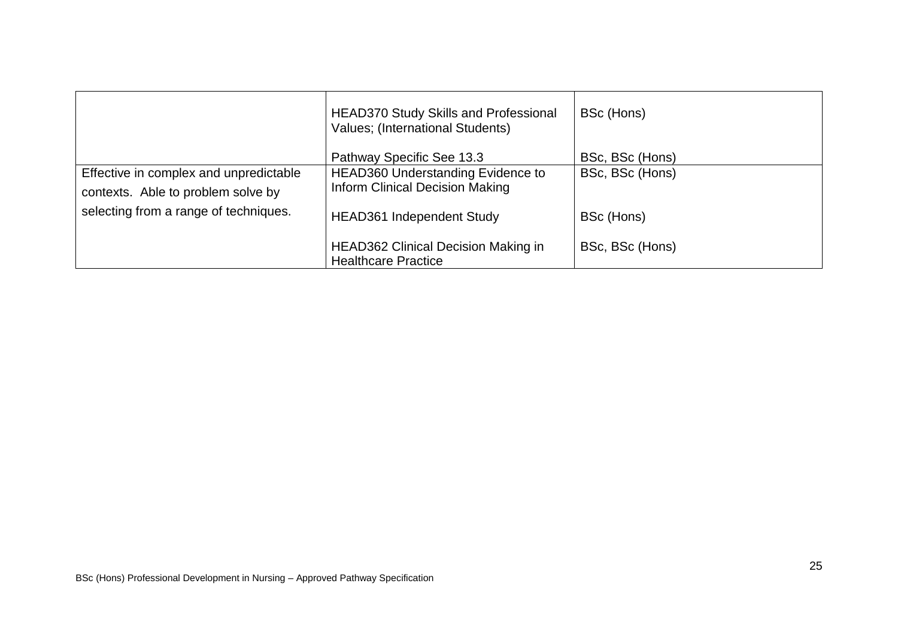| | | |
|---|---|---|
| | HEAD370 Study Skills and Professional Values; (International Students)<br><br>Pathway Specific See 13.3 | BSc (Hons)<br><br>BSc, BSc (Hons) |
| Effective in complex and unpredictable contexts. Able to problem solve by selecting from a range of techniques. | HEAD360 Understanding Evidence to Inform Clinical Decision Making<br><br>HEAD361 Independent Study<br><br>HEAD362 Clinical Decision Making in Healthcare Practice | BSc, BSc (Hons)<br><br>BSc (Hons)<br><br>BSc, BSc (Hons) |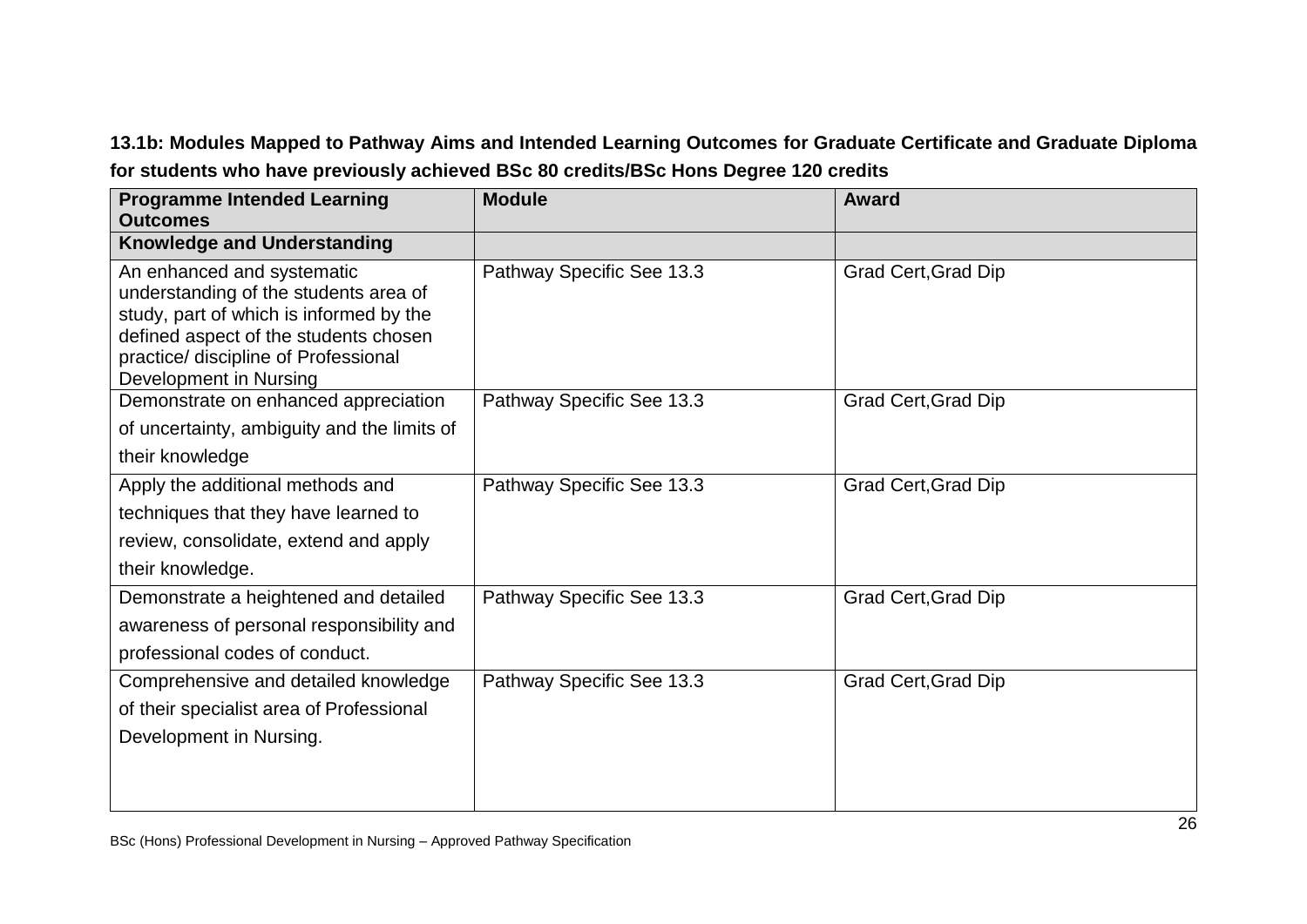**13.1b: Modules Mapped to Pathway Aims and Intended Learning Outcomes for Graduate Certificate and Graduate Diploma for students who have previously achieved BSc 80 credits/BSc Hons Degree 120 credits**

| Programme Intended Learning Outcomes | Module | Award |
|---|---|---|
| **Knowledge and Understanding** | | |
| An enhanced and systematic understanding of the students area of study, part of which is informed by the defined aspect of the students chosen practice/ discipline of Professional Development in Nursing | Pathway Specific See 13.3 | Grad Cert,Grad Dip |
| Demonstrate on enhanced appreciation of uncertainty, ambiguity and the limits of their knowledge | Pathway Specific See 13.3 | Grad Cert,Grad Dip |
| Apply the additional methods and techniques that they have learned to review, consolidate, extend and apply their knowledge. | Pathway Specific See 13.3 | Grad Cert,Grad Dip |
| Demonstrate a heightened and detailed awareness of personal responsibility and professional codes of conduct. | Pathway Specific See 13.3 | Grad Cert,Grad Dip |
| Comprehensive and detailed knowledge of their specialist area of Professional Development in Nursing. | Pathway Specific See 13.3 | Grad Cert,Grad Dip |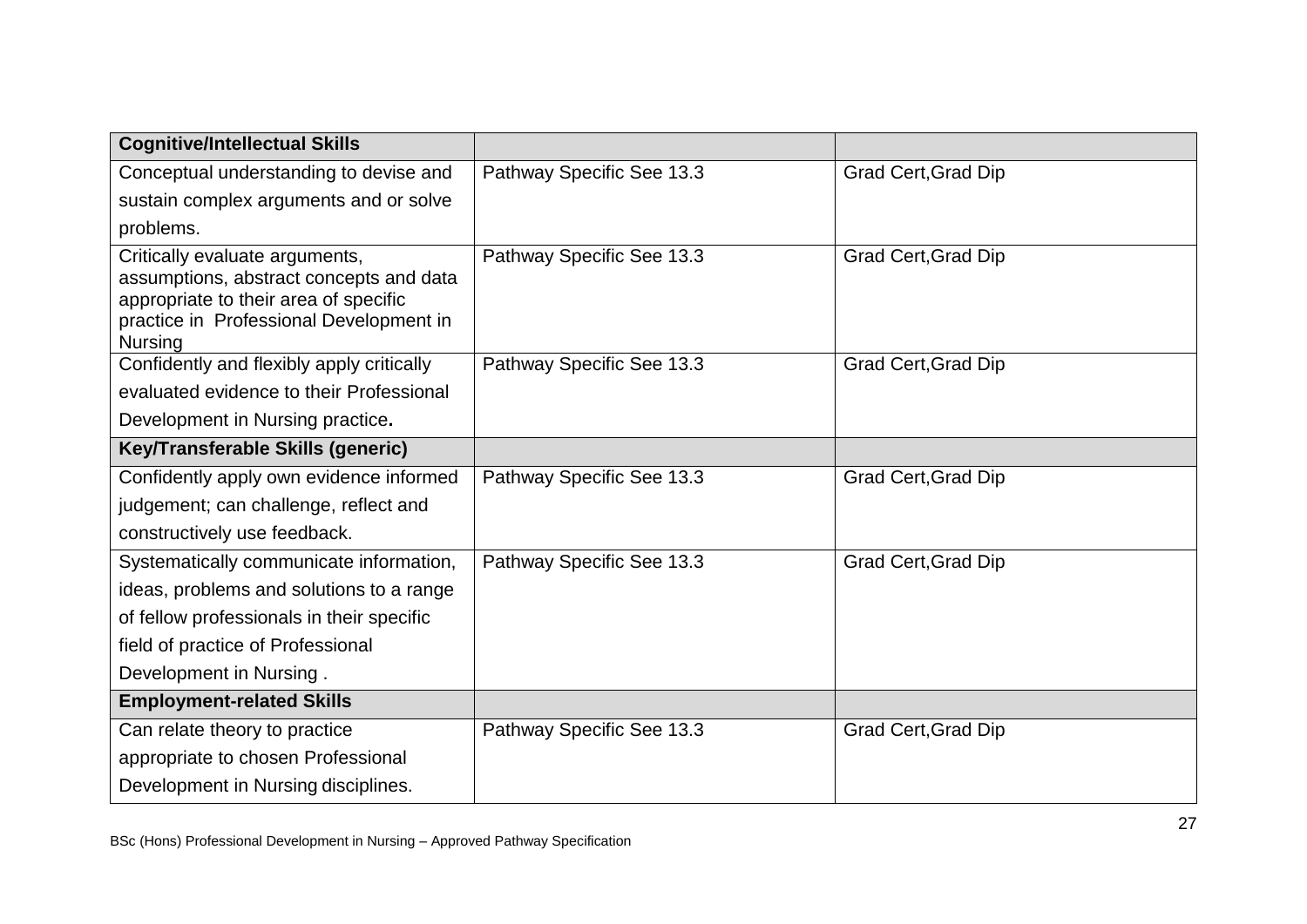| **Cognitive/Intellectual Skills** | | |
|---|---|---|
| Conceptual understanding to devise and sustain complex arguments and or solve problems. | Pathway Specific See 13.3 | Grad Cert,Grad Dip |
| Critically evaluate arguments, assumptions, abstract concepts and data appropriate to their area of specific practice in Professional Development in Nursing | Pathway Specific See 13.3 | Grad Cert,Grad Dip |
| Confidently and flexibly apply critically evaluated evidence to their Professional Development in Nursing practice**.** | Pathway Specific See 13.3 | Grad Cert,Grad Dip |
| **Key/Transferable Skills (generic)** | | |
| Confidently apply own evidence informed judgement; can challenge, reflect and constructively use feedback. | Pathway Specific See 13.3 | Grad Cert,Grad Dip |
| Systematically communicate information, ideas, problems and solutions to a range of fellow professionals in their specific field of practice of Professional Development in Nursing . | Pathway Specific See 13.3 | Grad Cert,Grad Dip |
| **Employment-related Skills** | | |
| Can relate theory to practice appropriate to chosen Professional Development in Nursing disciplines. | Pathway Specific See 13.3 | Grad Cert,Grad Dip |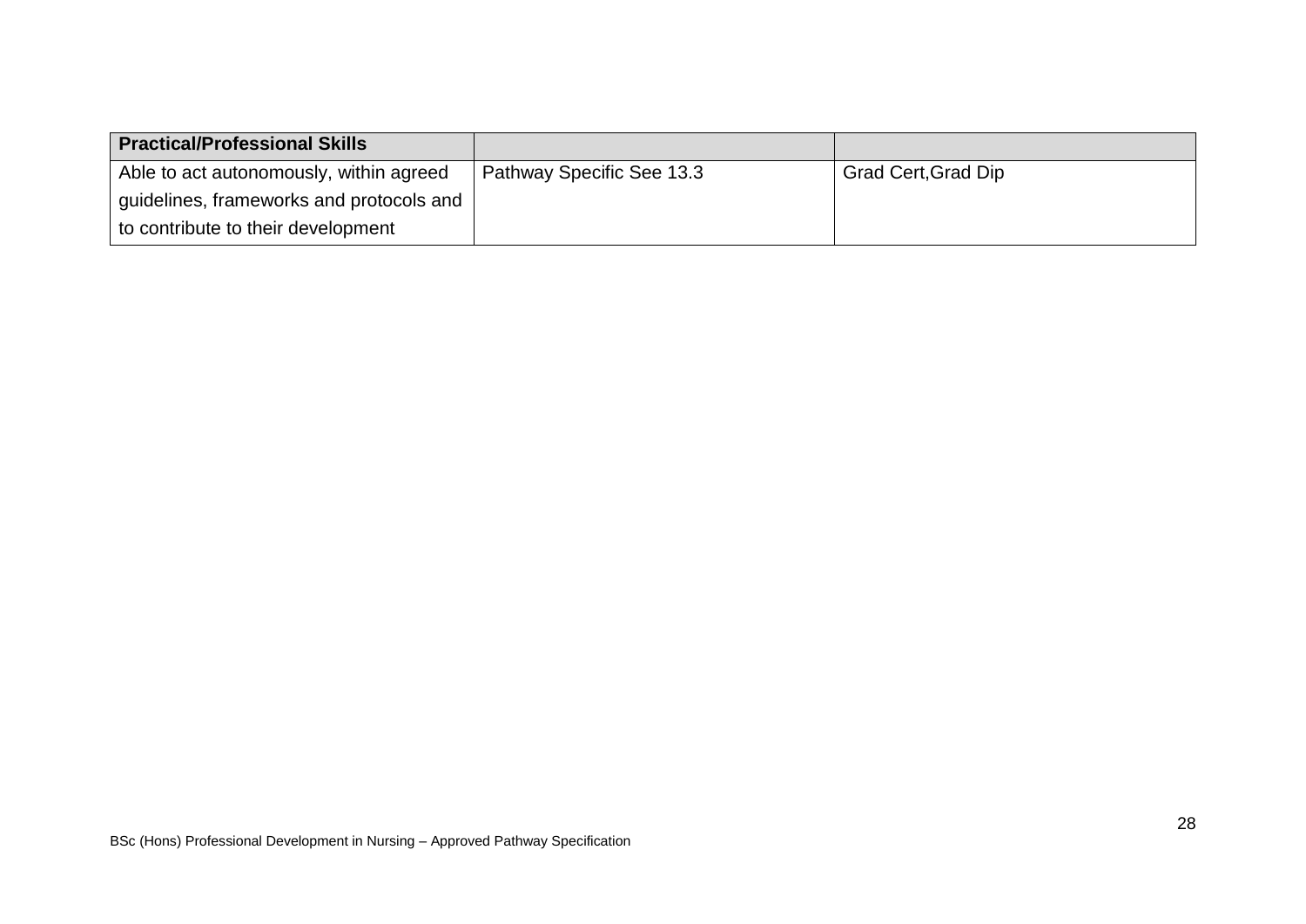| **Practical/Professional Skills** | | |
| --- | --- | --- |
| Able to act autonomously, within agreed guidelines, frameworks and protocols and to contribute to their development | Pathway Specific See 13.3 | Grad Cert,Grad Dip |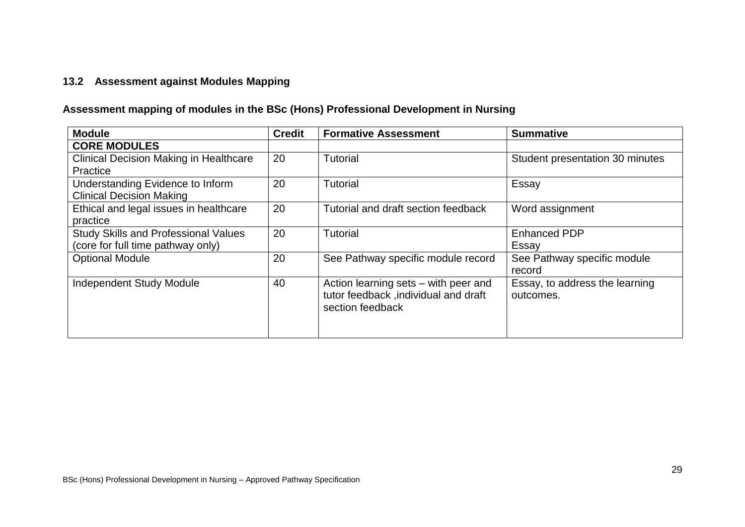### 13.2 Assessment against Modules Mapping

**Assessment mapping of modules in the BSc (Hons) Professional Development in Nursing**

| Module | Credit | Formative Assessment | Summative |
|---|---|---|---|
| **CORE MODULES** | | | |
| Clinical Decision Making in Healthcare Practice | 20 | Tutorial | Student presentation 30 minutes |
| Understanding Evidence to Inform Clinical Decision Making | 20 | Tutorial | Essay |
| Ethical and legal issues in healthcare practice | 20 | Tutorial and draft section feedback | Word assignment |
| Study Skills and Professional Values (core for full time pathway only) | 20 | Tutorial | Enhanced PDP<br>Essay |
| Optional Module | 20 | See Pathway specific module record | See Pathway specific module record |
| Independent Study Module | 40 | Action learning sets – with peer and tutor feedback ,individual and draft section feedback | Essay, to address the learning outcomes. |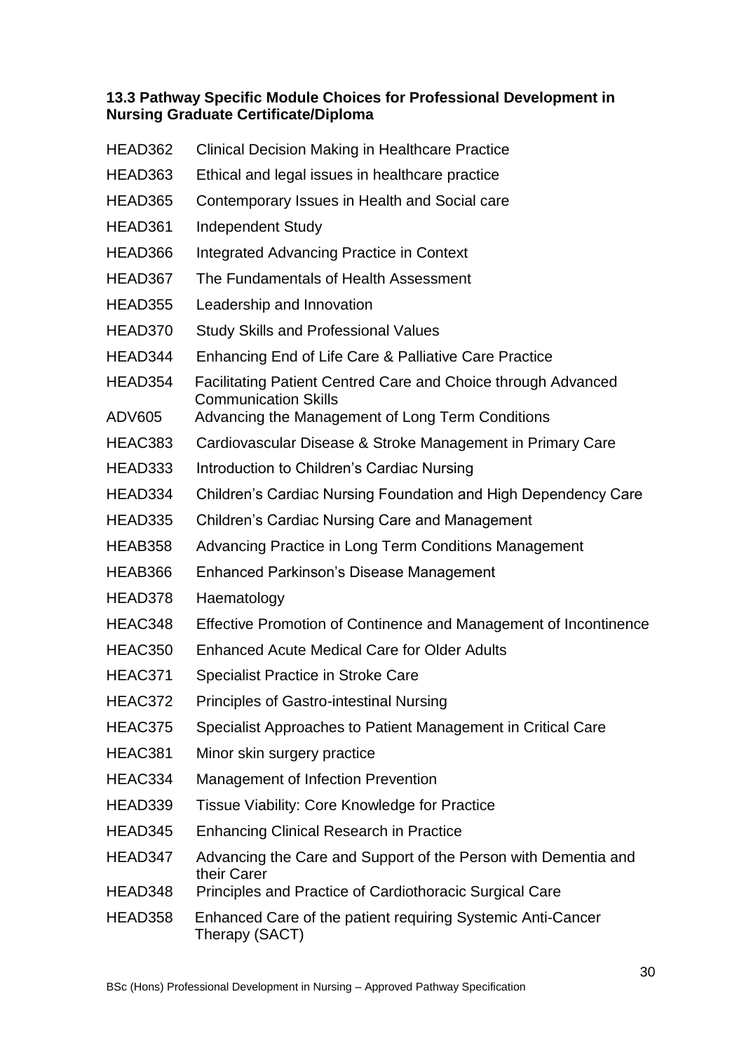### 13.3 Pathway Specific Module Choices for Professional Development in Nursing Graduate Certificate/Diploma

| | |
|---|---|
| HEAD362 | Clinical Decision Making in Healthcare Practice |
| HEAD363 | Ethical and legal issues in healthcare practice |
| HEAD365 | Contemporary Issues in Health and Social care |
| HEAD361 | Independent Study |
| HEAD366 | Integrated Advancing Practice in Context |
| HEAD367 | The Fundamentals of Health Assessment |
| HEAD355 | Leadership and Innovation |
| HEAD370 | Study Skills and Professional Values |
| HEAD344 | Enhancing End of Life Care & Palliative Care Practice |
| HEAD354 | Facilitating Patient Centred Care and Choice through Advanced Communication Skills |
| ADV605 | Advancing the Management of Long Term Conditions |
| HEAC383 | Cardiovascular Disease & Stroke Management in Primary Care |
| HEAD333 | Introduction to Children's Cardiac Nursing |
| HEAD334 | Children's Cardiac Nursing Foundation and High Dependency Care |
| HEAD335 | Children's Cardiac Nursing Care and Management |
| HEAB358 | Advancing Practice in Long Term Conditions Management |
| HEAB366 | Enhanced Parkinson's Disease Management |
| HEAD378 | Haematology |
| HEAC348 | Effective Promotion of Continence and Management of Incontinence |
| HEAC350 | Enhanced Acute Medical Care for Older Adults |
| HEAC371 | Specialist Practice in Stroke Care |
| HEAC372 | Principles of Gastro-intestinal Nursing |
| HEAC375 | Specialist Approaches to Patient Management in Critical Care |
| HEAC381 | Minor skin surgery practice |
| HEAC334 | Management of Infection Prevention |
| HEAD339 | Tissue Viability: Core Knowledge for Practice |
| HEAD345 | Enhancing Clinical Research in Practice |
| HEAD347 | Advancing the Care and Support of the Person with Dementia and their Carer |
| HEAD348 | Principles and Practice of Cardiothoracic Surgical Care |
| HEAD358 | Enhanced Care of the patient requiring Systemic Anti-Cancer Therapy (SACT) |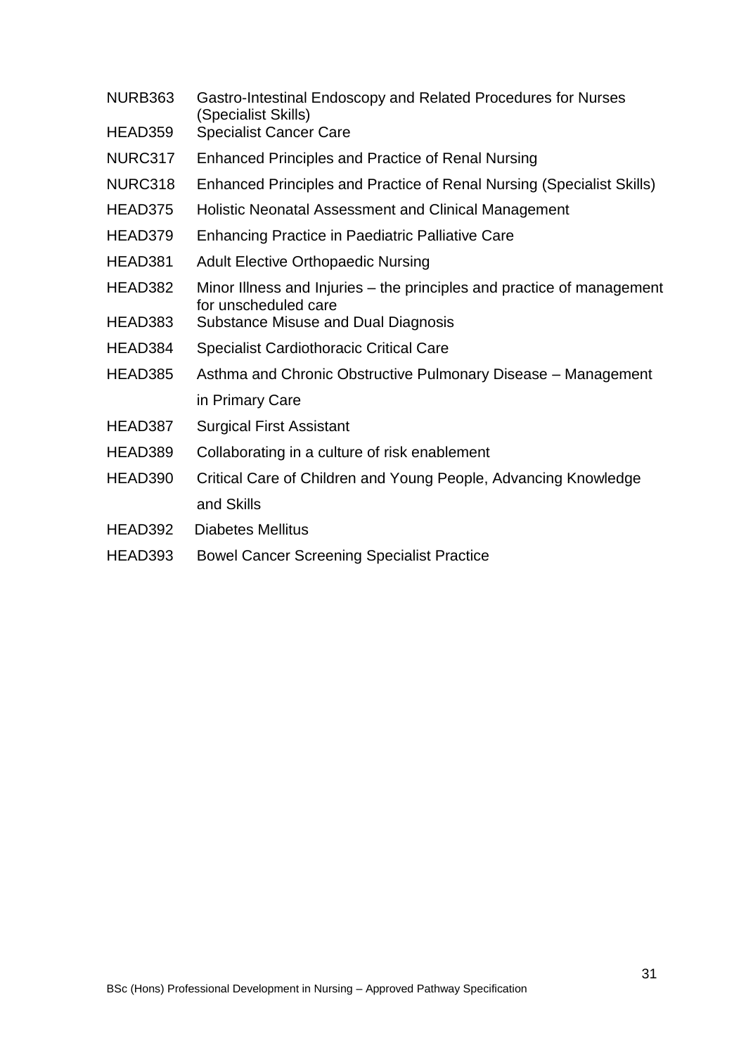| | |
|---|---|
| NURB363 | Gastro-Intestinal Endoscopy and Related Procedures for Nurses (Specialist Skills) |
| HEAD359 | Specialist Cancer Care |
| NURC317 | Enhanced Principles and Practice of Renal Nursing |
| NURC318 | Enhanced Principles and Practice of Renal Nursing (Specialist Skills) |
| HEAD375 | Holistic Neonatal Assessment and Clinical Management |
| HEAD379 | Enhancing Practice in Paediatric Palliative Care |
| HEAD381 | Adult Elective Orthopaedic Nursing |
| HEAD382 | Minor Illness and Injuries – the principles and practice of management for unscheduled care |
| HEAD383 | Substance Misuse and Dual Diagnosis |
| HEAD384 | Specialist Cardiothoracic Critical Care |
| HEAD385 | Asthma and Chronic Obstructive Pulmonary Disease – Management in Primary Care |
| HEAD387 | Surgical First Assistant |
| HEAD389 | Collaborating in a culture of risk enablement |
| HEAD390 | Critical Care of Children and Young People, Advancing Knowledge and Skills |
| HEAD392 | Diabetes Mellitus |
| HEAD393 | Bowel Cancer Screening Specialist Practice |